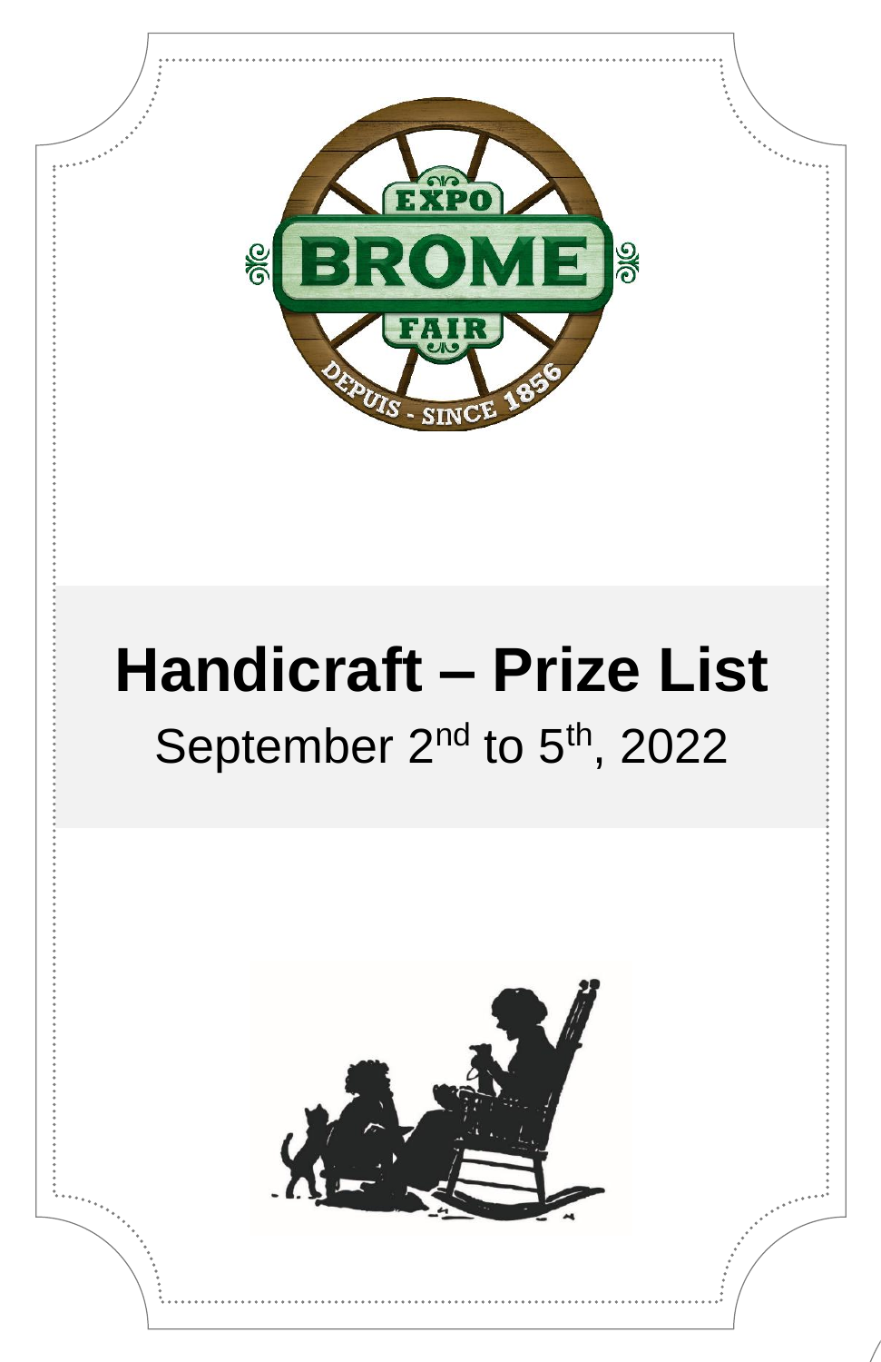# Handicraft – Prize List

September 2nd to 5th, 2022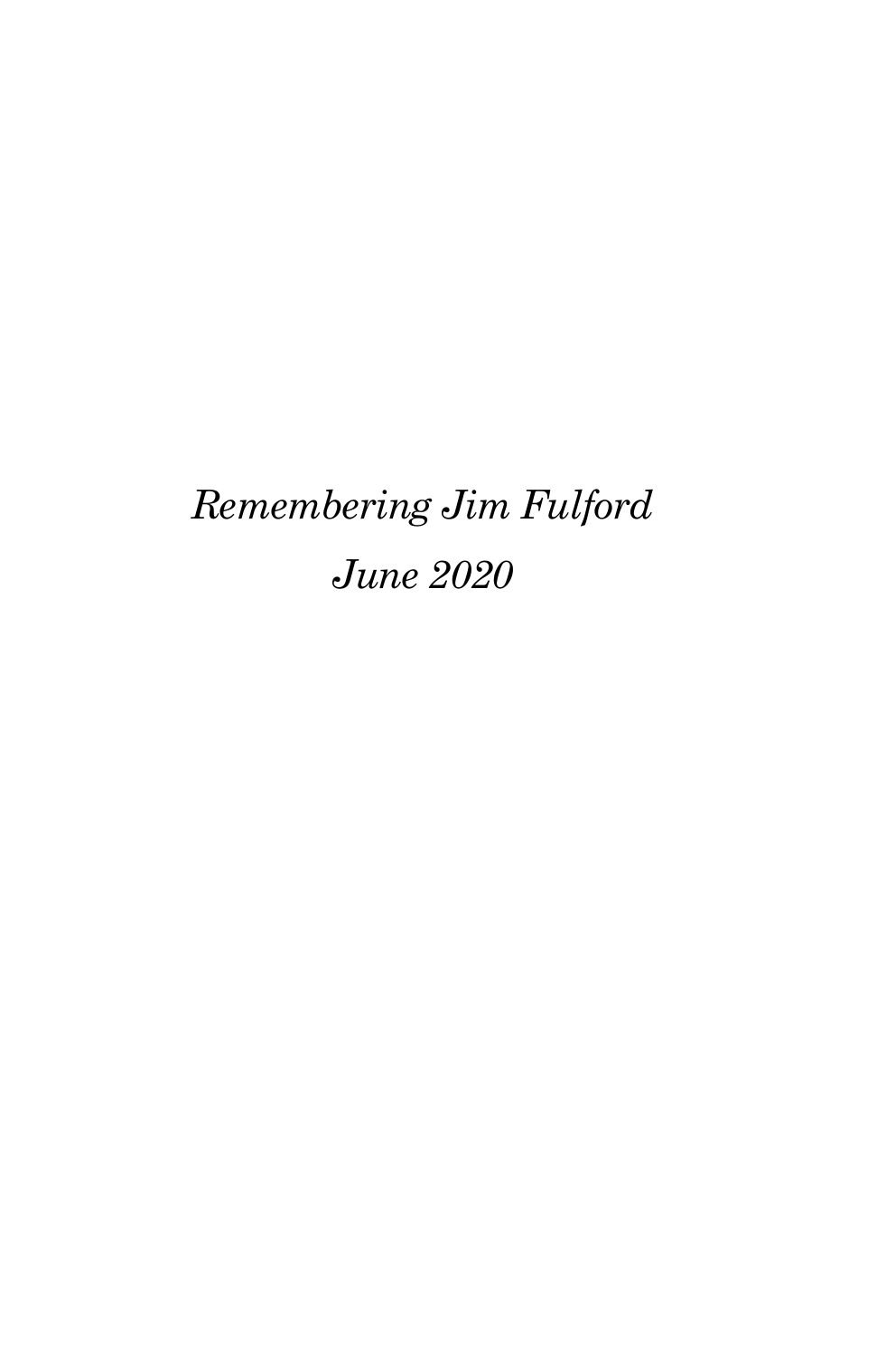*Remembering Jim Fulford*

*June 2020*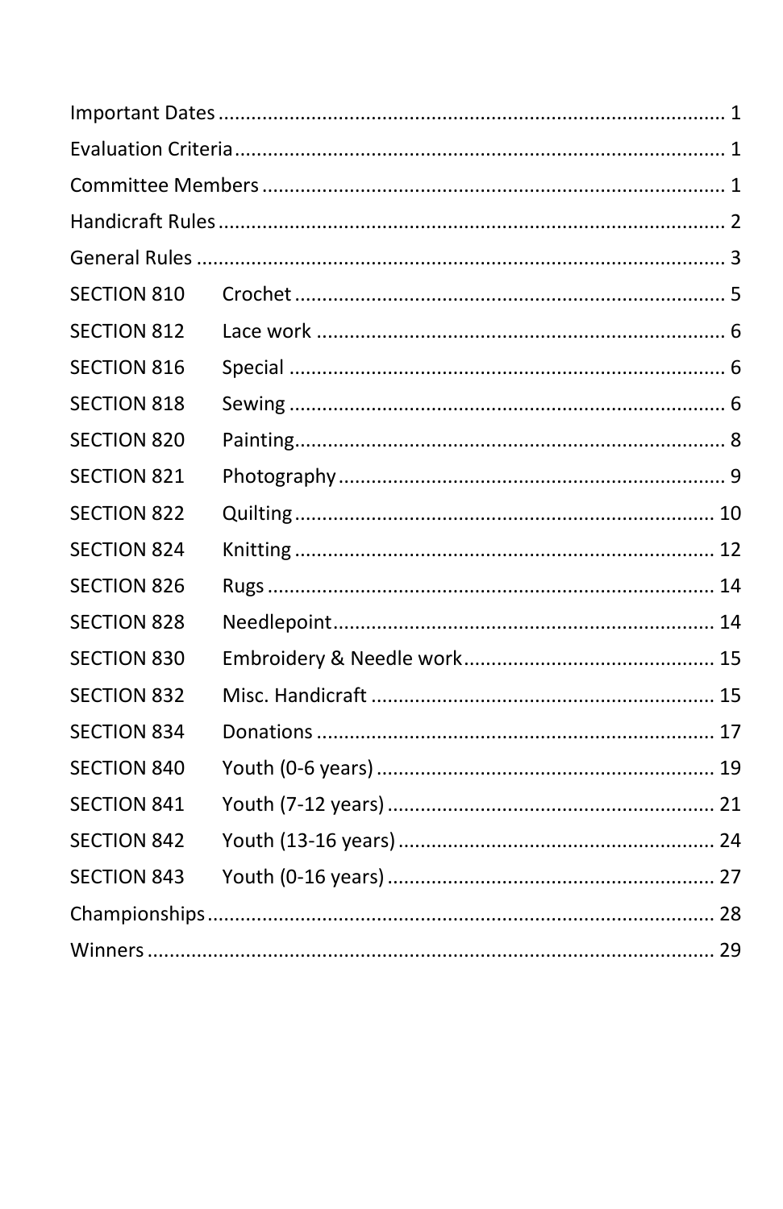Important Dates ........................................................................................ 1

Evaluation Criteria ..................................................................................... 1

Committee Members .................................................................................. 1

Handicraft Rules ........................................................................................ 2

General Rules ............................................................................................ 3

SECTION 810 Crochet .............................................................................. 5

SECTION 812 Lace work .......................................................................... 6

SECTION 816 Special ............................................................................... 6

SECTION 818 Sewing ............................................................................... 6

SECTION 820 Painting .............................................................................. 8

SECTION 821 Photography ...................................................................... 9

SECTION 822 Quilting ............................................................................ 10

SECTION 824 Knitting ............................................................................ 12

SECTION 826 Rugs ................................................................................. 14

SECTION 828 Needlepoint ..................................................................... 14

SECTION 830 Embroidery & Needle work ............................................. 15

SECTION 832 Misc. Handicraft .............................................................. 15

SECTION 834 Donations ........................................................................ 17

SECTION 840 Youth (0-6 years) ............................................................. 19

SECTION 841 Youth (7-12 years) ........................................................... 21

SECTION 842 Youth (13-16 years) ......................................................... 24

SECTION 843 Youth (0-16 years) ........................................................... 27

Championships ........................................................................................ 28

Winners ................................................................................................... 29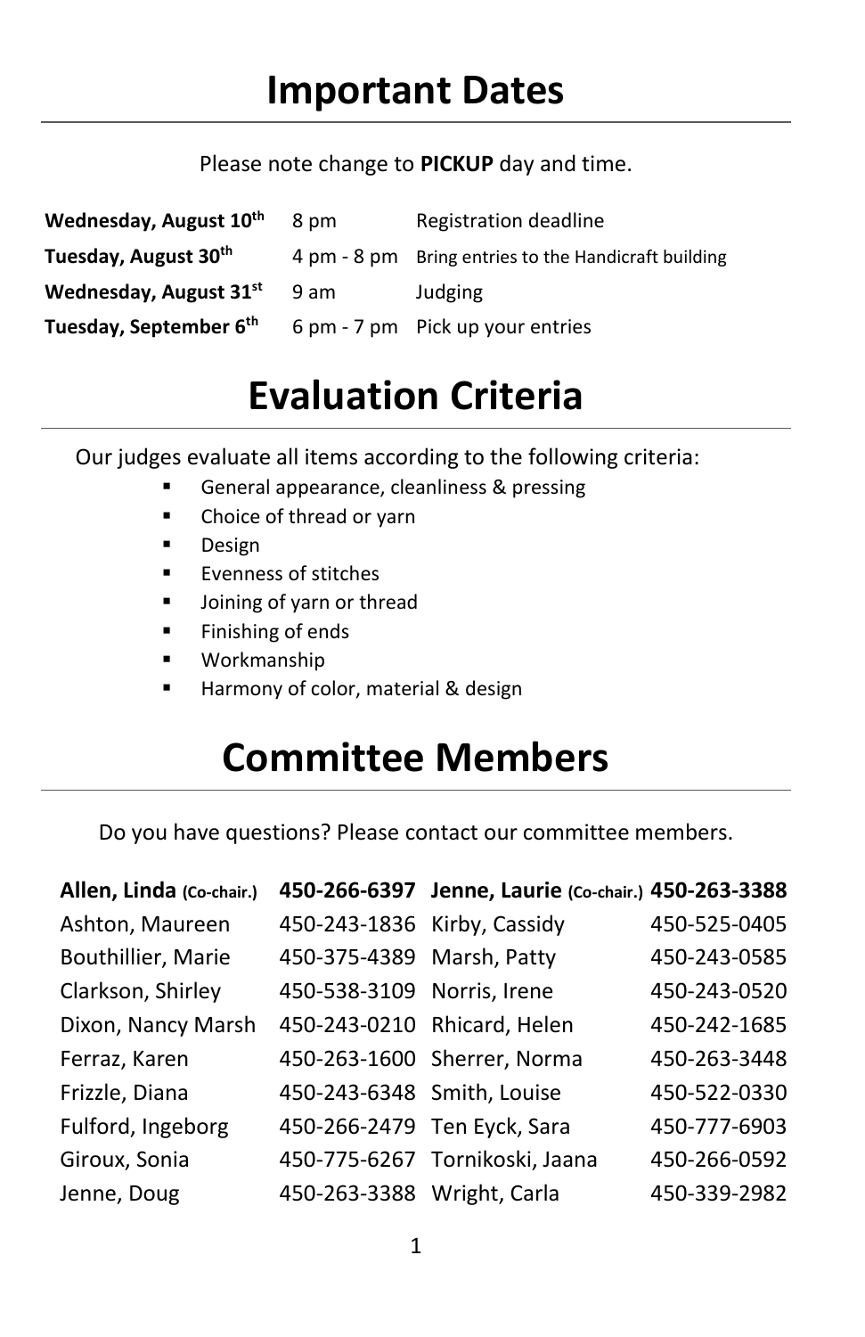# Important Dates

Please note change to **PICKUP** day and time.

| | | |
|---|---|---|
| **Wednesday, August 10th** | 8 pm | Registration deadline |
| **Tuesday, August 30th** | 4 pm - 8 pm | Bring entries to the Handicraft building |
| **Wednesday, August 31st** | 9 am | Judging |
| **Tuesday, September 6th** | 6 pm - 7 pm | Pick up your entries |

# Evaluation Criteria

Our judges evaluate all items according to the following criteria:

- General appearance, cleanliness & pressing
- Choice of thread or yarn
- Design
- Evenness of stitches
- Joining of yarn or thread
- Finishing of ends
- Workmanship
- Harmony of color, material & design

# Committee Members

Do you have questions? Please contact our committee members.

| | | | |
|---|---|---|---|
| **Allen, Linda (Co-chair.)** | **450-266-6397** | **Jenne, Laurie (Co-chair.)** | **450-263-3388** |
| Ashton, Maureen | 450-243-1836 | Kirby, Cassidy | 450-525-0405 |
| Bouthillier, Marie | 450-375-4389 | Marsh, Patty | 450-243-0585 |
| Clarkson, Shirley | 450-538-3109 | Norris, Irene | 450-243-0520 |
| Dixon, Nancy Marsh | 450-243-0210 | Rhicard, Helen | 450-242-1685 |
| Ferraz, Karen | 450-263-1600 | Sherrer, Norma | 450-263-3448 |
| Frizzle, Diana | 450-243-6348 | Smith, Louise | 450-522-0330 |
| Fulford, Ingeborg | 450-266-2479 | Ten Eyck, Sara | 450-777-6903 |
| Giroux, Sonia | 450-775-6267 | Tornikoski, Jaana | 450-266-0592 |
| Jenne, Doug | 450-263-3388 | Wright, Carla | 450-339-2982 |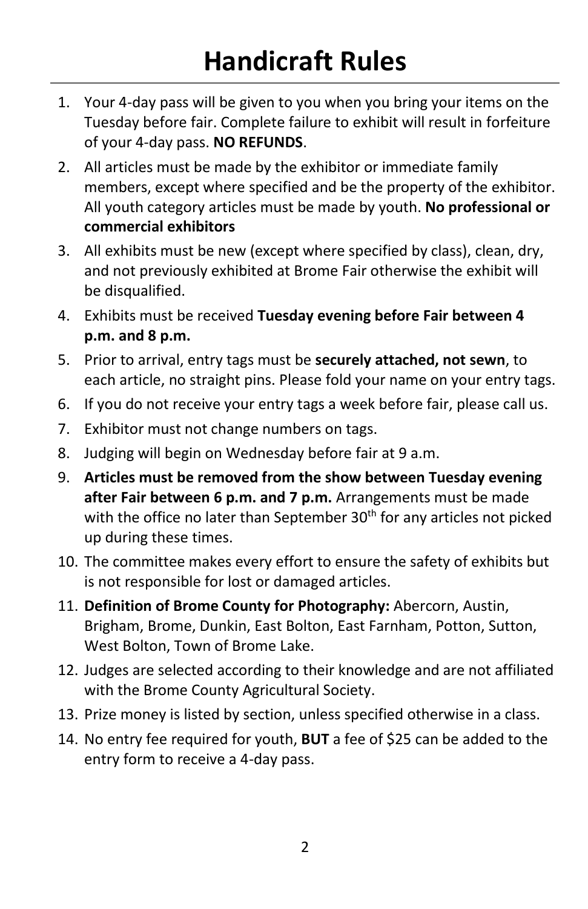# Handicraft Rules

1. Your 4-day pass will be given to you when you bring your items on the Tuesday before fair. Complete failure to exhibit will result in forfeiture of your 4-day pass. **NO REFUNDS**.
2. All articles must be made by the exhibitor or immediate family members, except where specified and be the property of the exhibitor. All youth category articles must be made by youth. **No professional or commercial exhibitors**
3. All exhibits must be new (except where specified by class), clean, dry, and not previously exhibited at Brome Fair otherwise the exhibit will be disqualified.
4. Exhibits must be received **Tuesday evening before Fair between 4 p.m. and 8 p.m.**
5. Prior to arrival, entry tags must be **securely attached, not sewn**, to each article, no straight pins. Please fold your name on your entry tags.
6. If you do not receive your entry tags a week before fair, please call us.
7. Exhibitor must not change numbers on tags.
8. Judging will begin on Wednesday before fair at 9 a.m.
9. **Articles must be removed from the show between Tuesday evening after Fair between 6 p.m. and 7 p.m.** Arrangements must be made with the office no later than September 30th for any articles not picked up during these times.
10. The committee makes every effort to ensure the safety of exhibits but is not responsible for lost or damaged articles.
11. **Definition of Brome County for Photography:** Abercorn, Austin, Brigham, Brome, Dunkin, East Bolton, East Farnham, Potton, Sutton, West Bolton, Town of Brome Lake.
12. Judges are selected according to their knowledge and are not affiliated with the Brome County Agricultural Society.
13. Prize money is listed by section, unless specified otherwise in a class.
14. No entry fee required for youth, **BUT** a fee of $25 can be added to the entry form to receive a 4-day pass.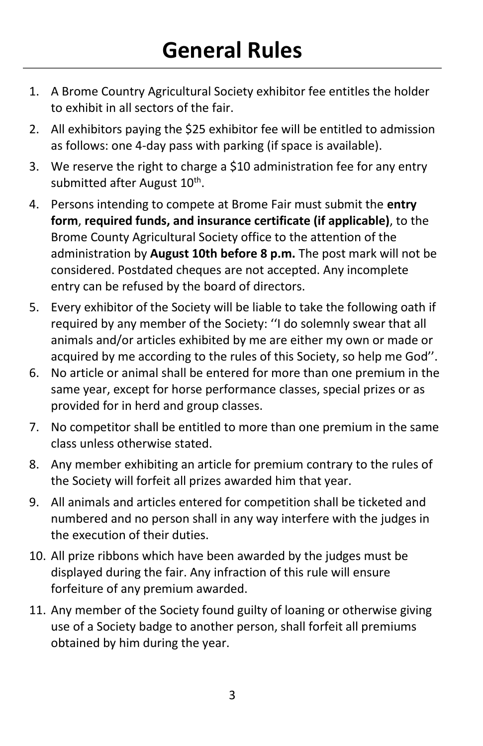# General Rules

1. A Brome Country Agricultural Society exhibitor fee entitles the holder to exhibit in all sectors of the fair.
2. All exhibitors paying the $25 exhibitor fee will be entitled to admission as follows: one 4-day pass with parking (if space is available).
3. We reserve the right to charge a $10 administration fee for any entry submitted after August 10th.
4. Persons intending to compete at Brome Fair must submit the **entry form**, **required funds, and insurance certificate (if applicable)**, to the Brome County Agricultural Society office to the attention of the administration by **August 10th before 8 p.m.** The post mark will not be considered. Postdated cheques are not accepted. Any incomplete entry can be refused by the board of directors.
5. Every exhibitor of the Society will be liable to take the following oath if required by any member of the Society: ''I do solemnly swear that all animals and/or articles exhibited by me are either my own or made or acquired by me according to the rules of this Society, so help me God''.
6. No article or animal shall be entered for more than one premium in the same year, except for horse performance classes, special prizes or as provided for in herd and group classes.
7. No competitor shall be entitled to more than one premium in the same class unless otherwise stated.
8. Any member exhibiting an article for premium contrary to the rules of the Society will forfeit all prizes awarded him that year.
9. All animals and articles entered for competition shall be ticketed and numbered and no person shall in any way interfere with the judges in the execution of their duties.
10. All prize ribbons which have been awarded by the judges must be displayed during the fair. Any infraction of this rule will ensure forfeiture of any premium awarded.
11. Any member of the Society found guilty of loaning or otherwise giving use of a Society badge to another person, shall forfeit all premiums obtained by him during the year.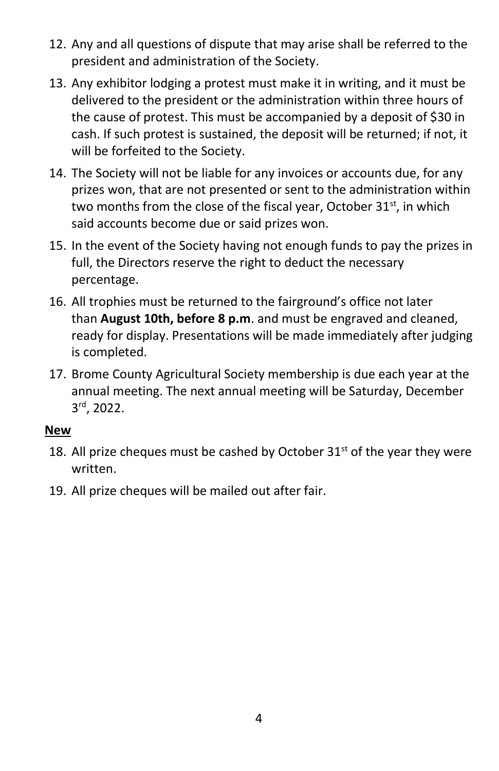12. Any and all questions of dispute that may arise shall be referred to the president and administration of the Society.
13. Any exhibitor lodging a protest must make it in writing, and it must be delivered to the president or the administration within three hours of the cause of protest. This must be accompanied by a deposit of $30 in cash. If such protest is sustained, the deposit will be returned; if not, it will be forfeited to the Society.
14. The Society will not be liable for any invoices or accounts due, for any prizes won, that are not presented or sent to the administration within two months from the close of the fiscal year, October 31st, in which said accounts become due or said prizes won.
15. In the event of the Society having not enough funds to pay the prizes in full, the Directors reserve the right to deduct the necessary percentage.
16. All trophies must be returned to the fairground's office not later than **August 10th, before 8 p.m**. and must be engraved and cleaned, ready for display. Presentations will be made immediately after judging is completed.
17. Brome County Agricultural Society membership is due each year at the annual meeting. The next annual meeting will be Saturday, December 3rd, 2022.

**New**

18. All prize cheques must be cashed by October 31st of the year they were written.
19. All prize cheques will be mailed out after fair.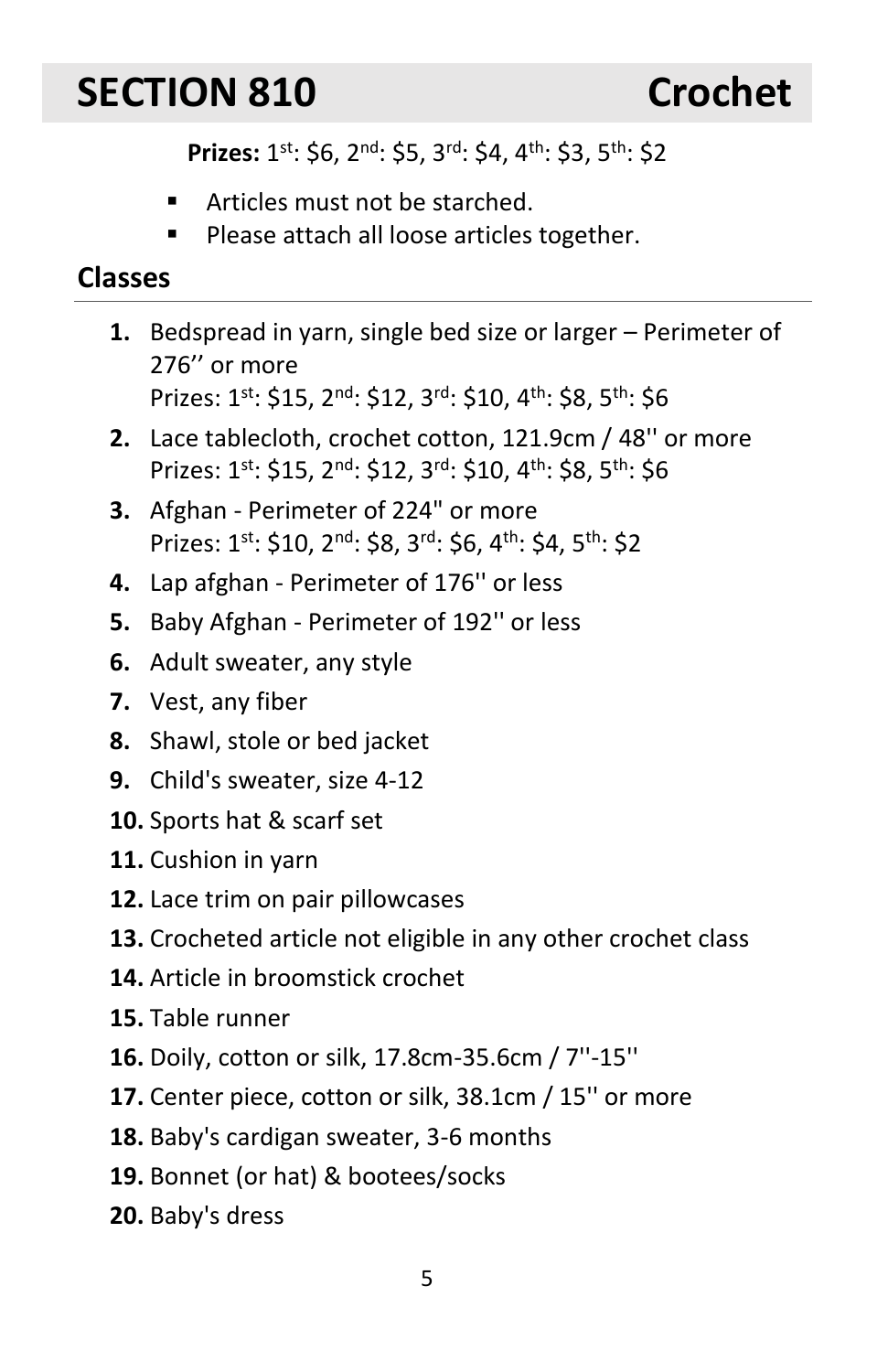# SECTION 810 Crochet

**Prizes:** 1st: $6, 2nd: $5, 3rd: $4, 4th: $3, 5th: $2

- Articles must not be starched.
- Please attach all loose articles together.

## Classes

1. Bedspread in yarn, single bed size or larger – Perimeter of 276’’ or more
   Prizes: 1st: $15, 2nd: $12, 3rd: $10, 4th: $8, 5th: $6
2. Lace tablecloth, crochet cotton, 121.9cm / 48'' or more
   Prizes: 1st: $15, 2nd: $12, 3rd: $10, 4th: $8, 5th: $6
3. Afghan - Perimeter of 224" or more
   Prizes: 1st: $10, 2nd: $8, 3rd: $6, 4th: $4, 5th: $2
4. Lap afghan - Perimeter of 176'' or less
5. Baby Afghan - Perimeter of 192'' or less
6. Adult sweater, any style
7. Vest, any fiber
8. Shawl, stole or bed jacket
9. Child's sweater, size 4-12
10. Sports hat & scarf set
11. Cushion in yarn
12. Lace trim on pair pillowcases
13. Crocheted article not eligible in any other crochet class
14. Article in broomstick crochet
15. Table runner
16. Doily, cotton or silk, 17.8cm-35.6cm / 7''-15''
17. Center piece, cotton or silk, 38.1cm / 15'' or more
18. Baby's cardigan sweater, 3-6 months
19. Bonnet (or hat) & bootees/socks
20. Baby's dress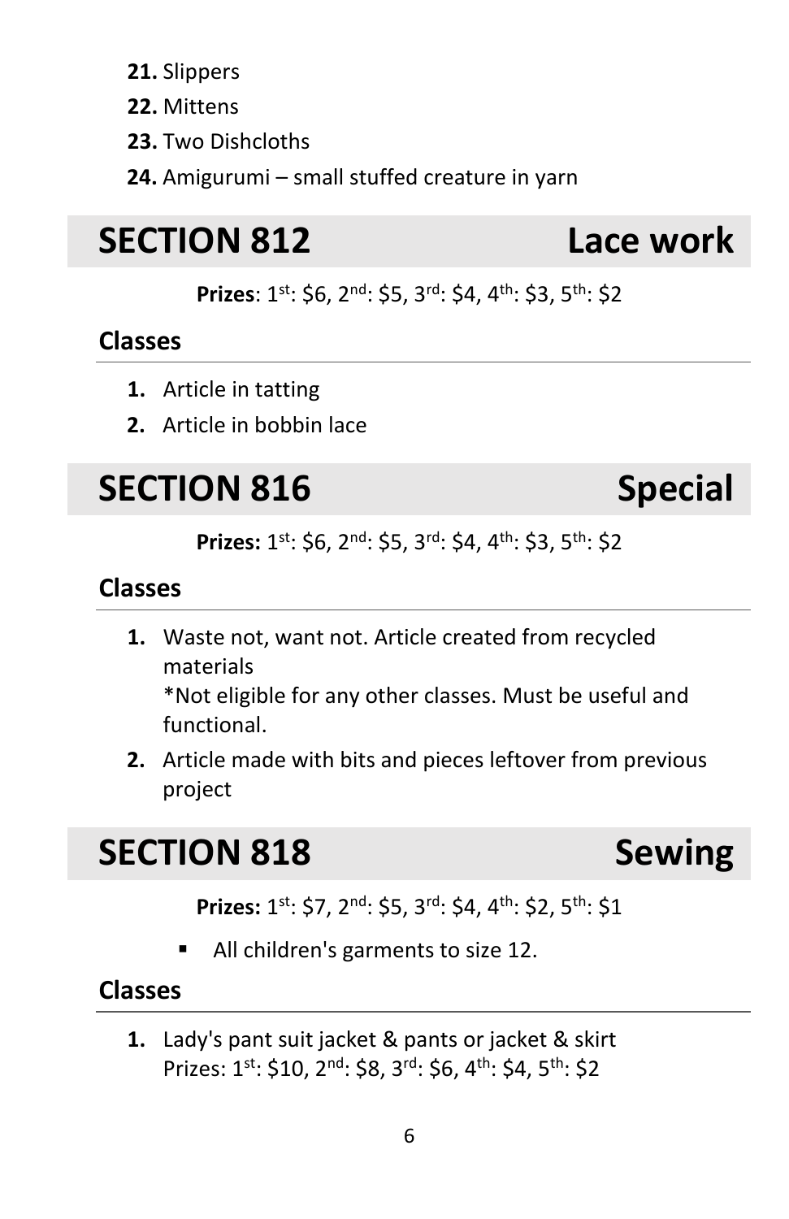21. Slippers
22. Mittens
23. Two Dishcloths
24. Amigurumi – small stuffed creature in yarn

## SECTION 812 Lace work

**Prizes**: 1st: $6, 2nd: $5, 3rd: $4, 4th: $3, 5th: $2

### Classes

1. Article in tatting
2. Article in bobbin lace

## SECTION 816 Special

**Prizes:** 1st: $6, 2nd: $5, 3rd: $4, 4th: $3, 5th: $2

### Classes

1. Waste not, want not. Article created from recycled materials
   *Not eligible for any other classes. Must be useful and functional.
2. Article made with bits and pieces leftover from previous project

## SECTION 818 Sewing

**Prizes:** 1st: $7, 2nd: $5, 3rd: $4, 4th: $2, 5th: $1

- All children's garments to size 12.

### Classes

1. Lady's pant suit jacket & pants or jacket & skirt
   Prizes: 1st: $10, 2nd: $8, 3rd: $6, 4th: $4, 5th: $2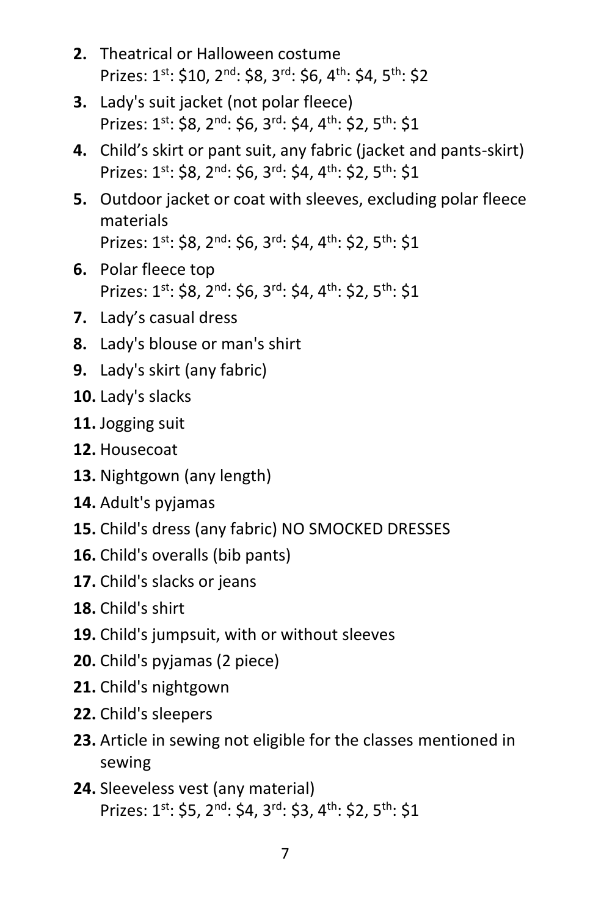2. Theatrical or Halloween costume
   Prizes: 1st: $10, 2nd: $8, 3rd: $6, 4th: $4, 5th: $2
3. Lady's suit jacket (not polar fleece)
   Prizes: 1st: $8, 2nd: $6, 3rd: $4, 4th: $2, 5th: $1
4. Child's skirt or pant suit, any fabric (jacket and pants-skirt)
   Prizes: 1st: $8, 2nd: $6, 3rd: $4, 4th: $2, 5th: $1
5. Outdoor jacket or coat with sleeves, excluding polar fleece materials
   Prizes: 1st: $8, 2nd: $6, 3rd: $4, 4th: $2, 5th: $1
6. Polar fleece top
   Prizes: 1st: $8, 2nd: $6, 3rd: $4, 4th: $2, 5th: $1
7. Lady's casual dress
8. Lady's blouse or man's shirt
9. Lady's skirt (any fabric)
10. Lady's slacks
11. Jogging suit
12. Housecoat
13. Nightgown (any length)
14. Adult's pyjamas
15. Child's dress (any fabric) NO SMOCKED DRESSES
16. Child's overalls (bib pants)
17. Child's slacks or jeans
18. Child's shirt
19. Child's jumpsuit, with or without sleeves
20. Child's pyjamas (2 piece)
21. Child's nightgown
22. Child's sleepers
23. Article in sewing not eligible for the classes mentioned in sewing
24. Sleeveless vest (any material)
    Prizes: 1st: $5, 2nd: $4, 3rd: $3, 4th: $2, 5th: $1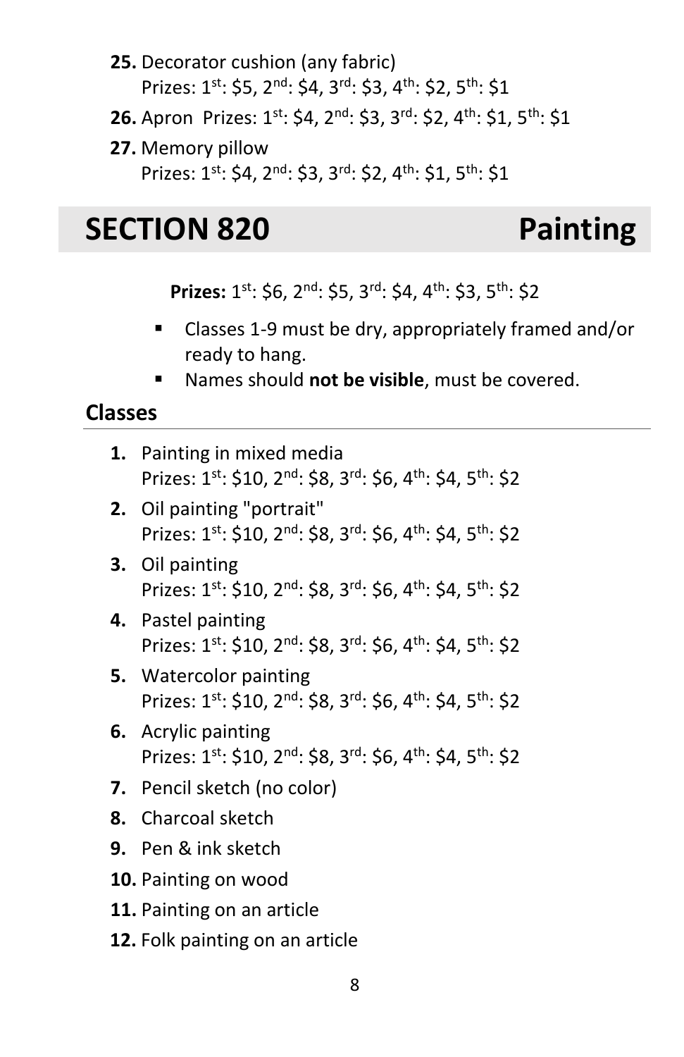25. Decorator cushion (any fabric)
    Prizes: 1st: $5, 2nd: $4, 3rd: $3, 4th: $2, 5th: $1
26. Apron  Prizes: 1st: $4, 2nd: $3, 3rd: $2, 4th: $1, 5th: $1
27. Memory pillow
    Prizes: 1st: $4, 2nd: $3, 3rd: $2, 4th: $1, 5th: $1

# SECTION 820 Painting

**Prizes:** 1st: $6, 2nd: $5, 3rd: $4, 4th: $3, 5th: $2

- Classes 1-9 must be dry, appropriately framed and/or ready to hang.
- Names should **not be visible**, must be covered.

## Classes

1. Painting in mixed media
   Prizes: 1st: $10, 2nd: $8, 3rd: $6, 4th: $4, 5th: $2
2. Oil painting "portrait"
   Prizes: 1st: $10, 2nd: $8, 3rd: $6, 4th: $4, 5th: $2
3. Oil painting
   Prizes: 1st: $10, 2nd: $8, 3rd: $6, 4th: $4, 5th: $2
4. Pastel painting
   Prizes: 1st: $10, 2nd: $8, 3rd: $6, 4th: $4, 5th: $2
5. Watercolor painting
   Prizes: 1st: $10, 2nd: $8, 3rd: $6, 4th: $4, 5th: $2
6. Acrylic painting
   Prizes: 1st: $10, 2nd: $8, 3rd: $6, 4th: $4, 5th: $2
7. Pencil sketch (no color)
8. Charcoal sketch
9. Pen & ink sketch
10. Painting on wood
11. Painting on an article
12. Folk painting on an article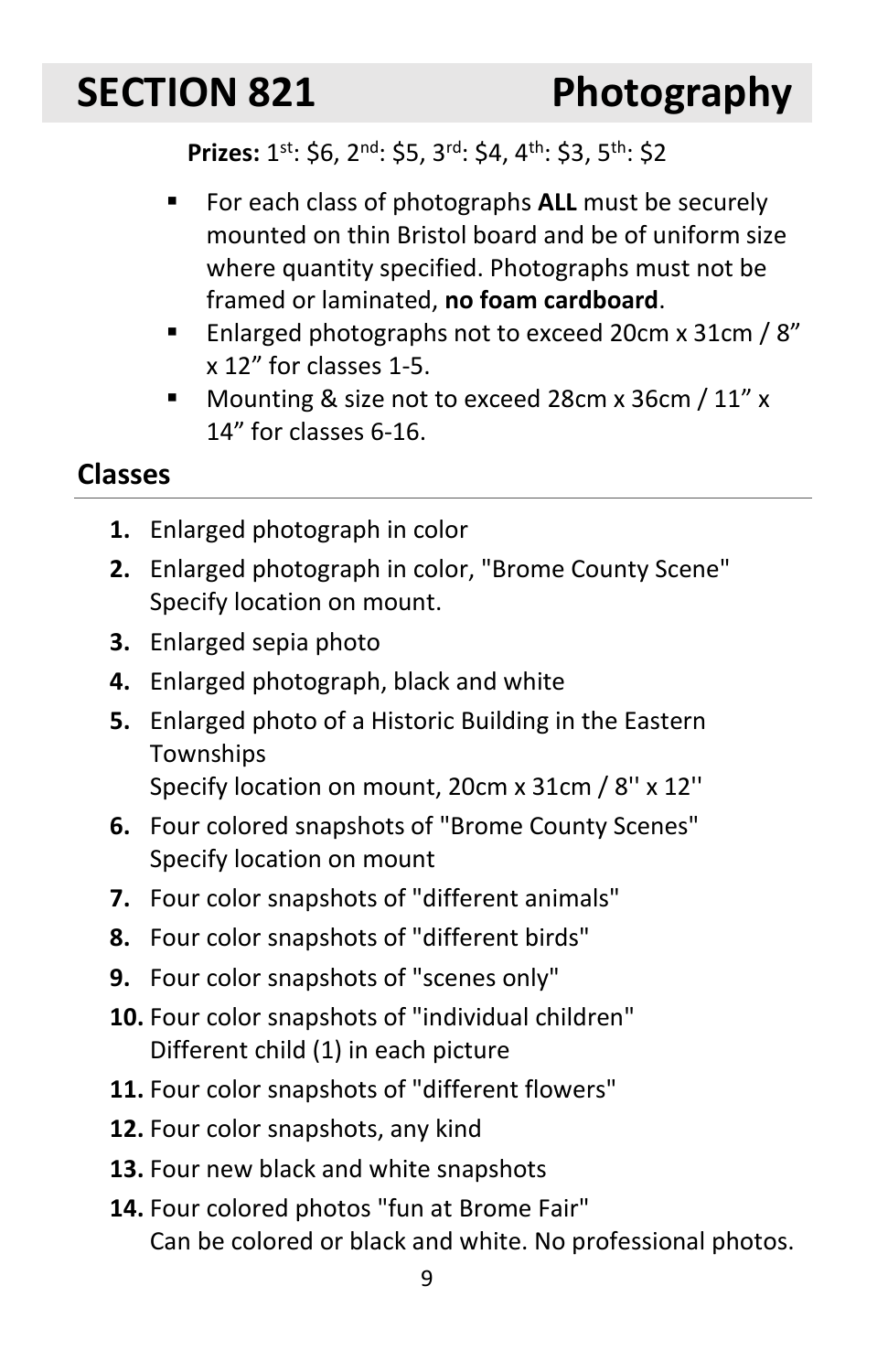# SECTION 821 Photography

**Prizes:** 1st: $6, 2nd: $5, 3rd: $4, 4th: $3, 5th: $2

- For each class of photographs **ALL** must be securely mounted on thin Bristol board and be of uniform size where quantity specified. Photographs must not be framed or laminated, **no foam cardboard**.
- Enlarged photographs not to exceed 20cm x 31cm / 8" x 12" for classes 1-5.
- Mounting & size not to exceed 28cm x 36cm / 11" x 14" for classes 6-16.

## Classes

1. Enlarged photograph in color
2. Enlarged photograph in color, "Brome County Scene"
   Specify location on mount.
3. Enlarged sepia photo
4. Enlarged photograph, black and white
5. Enlarged photo of a Historic Building in the Eastern Townships
   Specify location on mount, 20cm x 31cm / 8'' x 12''
6. Four colored snapshots of "Brome County Scenes"
   Specify location on mount
7. Four color snapshots of "different animals"
8. Four color snapshots of "different birds"
9. Four color snapshots of "scenes only"
10. Four color snapshots of "individual children"
    Different child (1) in each picture
11. Four color snapshots of "different flowers"
12. Four color snapshots, any kind
13. Four new black and white snapshots
14. Four colored photos "fun at Brome Fair"
    Can be colored or black and white. No professional photos.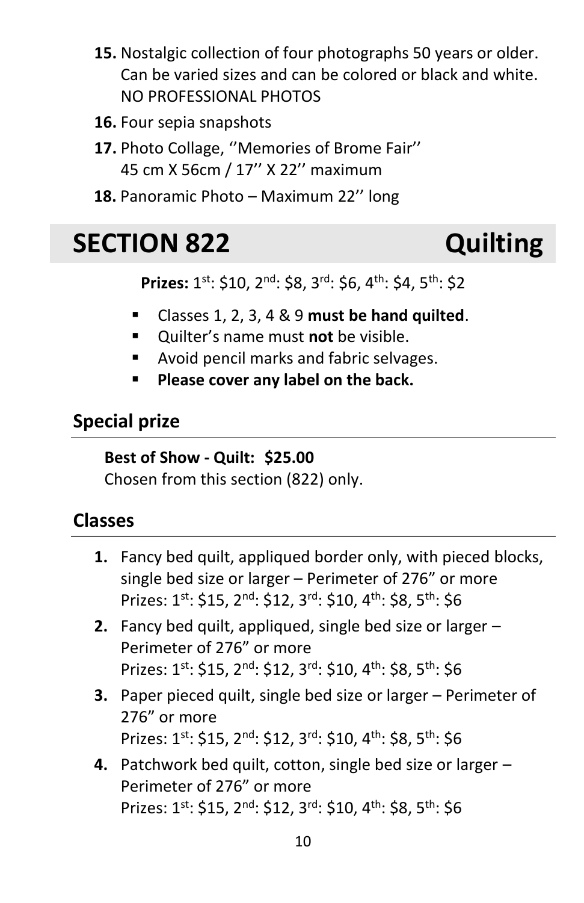**15.** Nostalgic collection of four photographs 50 years or older. Can be varied sizes and can be colored or black and white. NO PROFESSIONAL PHOTOS

**16.** Four sepia snapshots

**17.** Photo Collage, ''Memories of Brome Fair''
45 cm X 56cm / 17'' X 22'' maximum

**18.** Panoramic Photo – Maximum 22'' long

# SECTION 822 Quilting

**Prizes:** 1st: $10, 2nd: $8, 3rd: $6, 4th: $4, 5th: $2

- Classes 1, 2, 3, 4 & 9 **must be hand quilted**.
- Quilter's name must **not** be visible.
- Avoid pencil marks and fabric selvages.
- **Please cover any label on the back.**

## Special prize

**Best of Show - Quilt: $25.00**
Chosen from this section (822) only.

## Classes

**1.** Fancy bed quilt, appliqued border only, with pieced blocks, single bed size or larger – Perimeter of 276" or more
Prizes: 1st: $15, 2nd: $12, 3rd: $10, 4th: $8, 5th: $6

**2.** Fancy bed quilt, appliqued, single bed size or larger – Perimeter of 276" or more
Prizes: 1st: $15, 2nd: $12, 3rd: $10, 4th: $8, 5th: $6

**3.** Paper pieced quilt, single bed size or larger – Perimeter of 276" or more
Prizes: 1st: $15, 2nd: $12, 3rd: $10, 4th: $8, 5th: $6

**4.** Patchwork bed quilt, cotton, single bed size or larger – Perimeter of 276" or more
Prizes: 1st: $15, 2nd: $12, 3rd: $10, 4th: $8, 5th: $6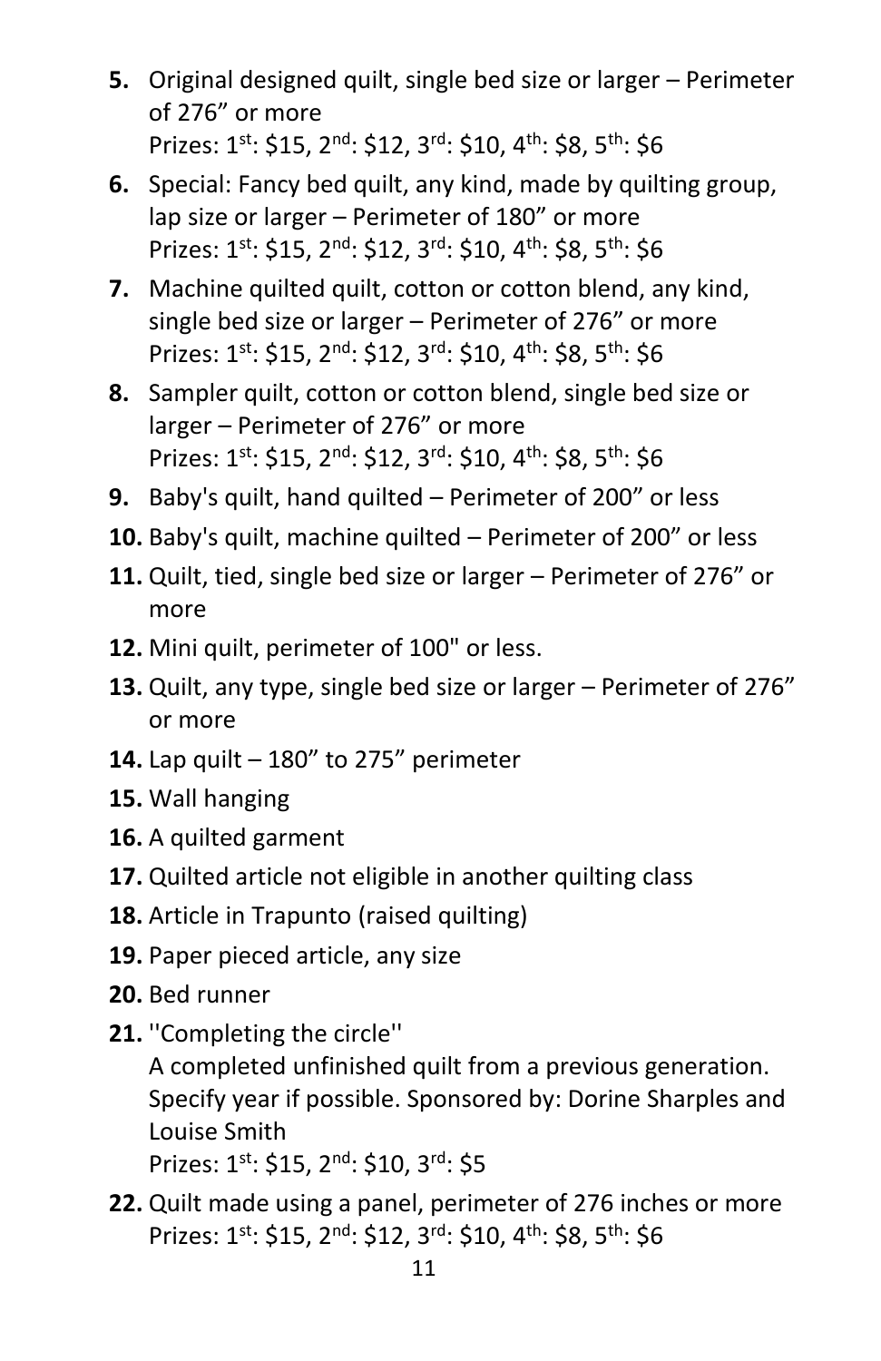5. Original designed quilt, single bed size or larger – Perimeter of 276” or more
   Prizes: 1st: $15, 2nd: $12, 3rd: $10, 4th: $8, 5th: $6
6. Special: Fancy bed quilt, any kind, made by quilting group, lap size or larger – Perimeter of 180” or more
   Prizes: 1st: $15, 2nd: $12, 3rd: $10, 4th: $8, 5th: $6
7. Machine quilted quilt, cotton or cotton blend, any kind, single bed size or larger – Perimeter of 276” or more
   Prizes: 1st: $15, 2nd: $12, 3rd: $10, 4th: $8, 5th: $6
8. Sampler quilt, cotton or cotton blend, single bed size or larger – Perimeter of 276” or more
   Prizes: 1st: $15, 2nd: $12, 3rd: $10, 4th: $8, 5th: $6
9. Baby's quilt, hand quilted – Perimeter of 200” or less
10. Baby's quilt, machine quilted – Perimeter of 200” or less
11. Quilt, tied, single bed size or larger – Perimeter of 276” or more
12. Mini quilt, perimeter of 100" or less.
13. Quilt, any type, single bed size or larger – Perimeter of 276” or more
14. Lap quilt – 180” to 275” perimeter
15. Wall hanging
16. A quilted garment
17. Quilted article not eligible in another quilting class
18. Article in Trapunto (raised quilting)
19. Paper pieced article, any size
20. Bed runner
21. ''Completing the circle''
   A completed unfinished quilt from a previous generation. Specify year if possible. Sponsored by: Dorine Sharples and Louise Smith
   Prizes: 1st: $15, 2nd: $10, 3rd: $5
22. Quilt made using a panel, perimeter of 276 inches or more
   Prizes: 1st: $15, 2nd: $12, 3rd: $10, 4th: $8, 5th: $6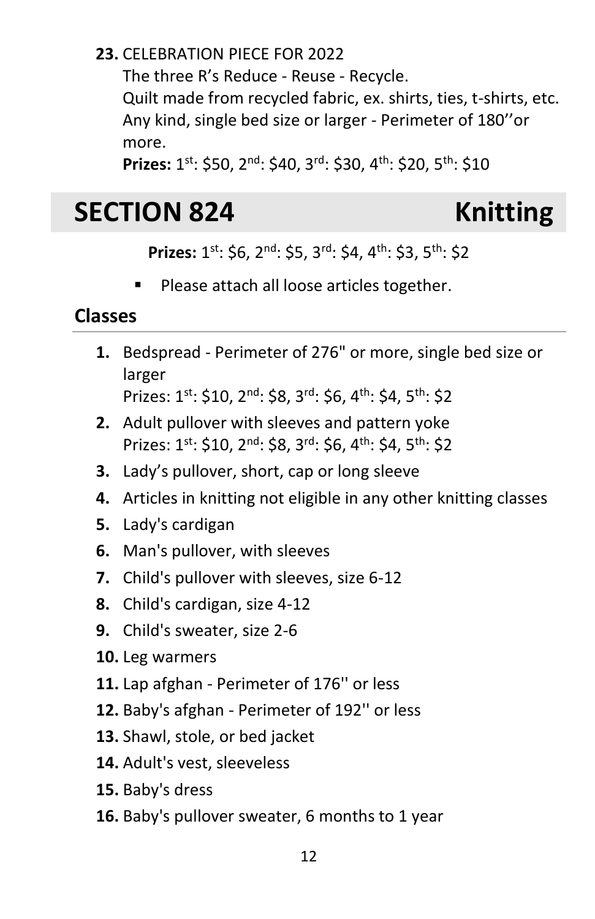23. CELEBRATION PIECE FOR 2022
    The three R's Reduce - Reuse - Recycle.
    Quilt made from recycled fabric, ex. shirts, ties, t-shirts, etc. Any kind, single bed size or larger - Perimeter of 180''or more.
    **Prizes:** 1st: $50, 2nd: $40, 3rd: $30, 4th: $20, 5th: $10

## SECTION 824 Knitting

**Prizes:** 1st: $6, 2nd: $5, 3rd: $4, 4th: $3, 5th: $2

- Please attach all loose articles together.

### Classes

1. Bedspread - Perimeter of 276" or more, single bed size or larger
   Prizes: 1st: $10, 2nd: $8, 3rd: $6, 4th: $4, 5th: $2
2. Adult pullover with sleeves and pattern yoke
   Prizes: 1st: $10, 2nd: $8, 3rd: $6, 4th: $4, 5th: $2
3. Lady's pullover, short, cap or long sleeve
4. Articles in knitting not eligible in any other knitting classes
5. Lady's cardigan
6. Man's pullover, with sleeves
7. Child's pullover with sleeves, size 6-12
8. Child's cardigan, size 4-12
9. Child's sweater, size 2-6
10. Leg warmers
11. Lap afghan - Perimeter of 176'' or less
12. Baby's afghan - Perimeter of 192'' or less
13. Shawl, stole, or bed jacket
14. Adult's vest, sleeveless
15. Baby's dress
16. Baby's pullover sweater, 6 months to 1 year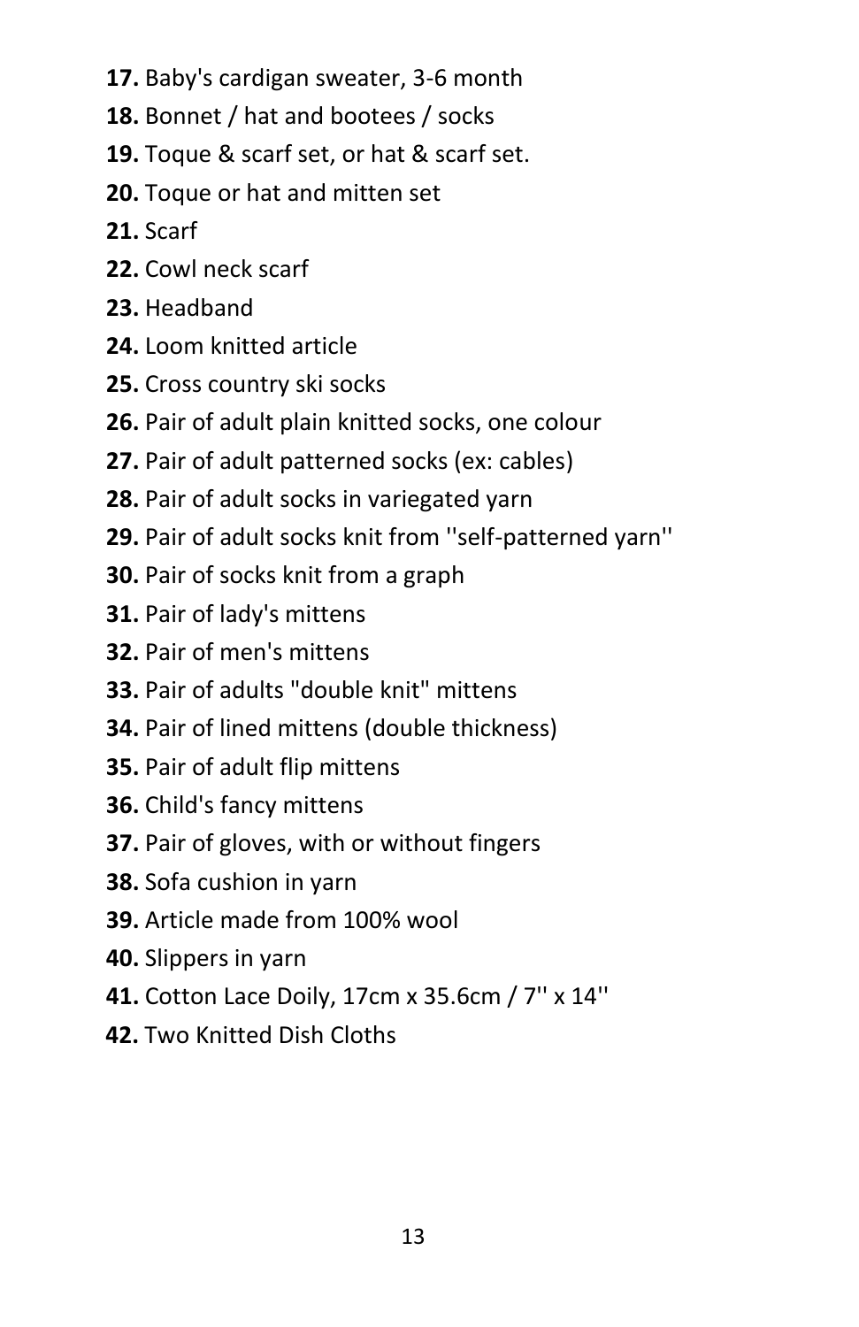**17.** Baby's cardigan sweater, 3-6 month

**18.** Bonnet / hat and bootees / socks

**19.** Toque & scarf set, or hat & scarf set.

**20.** Toque or hat and mitten set

**21.** Scarf

**22.** Cowl neck scarf

**23.** Headband

**24.** Loom knitted article

**25.** Cross country ski socks

**26.** Pair of adult plain knitted socks, one colour

**27.** Pair of adult patterned socks (ex: cables)

**28.** Pair of adult socks in variegated yarn

**29.** Pair of adult socks knit from ''self-patterned yarn''

**30.** Pair of socks knit from a graph

**31.** Pair of lady's mittens

**32.** Pair of men's mittens

**33.** Pair of adults "double knit" mittens

**34.** Pair of lined mittens (double thickness)

**35.** Pair of adult flip mittens

**36.** Child's fancy mittens

**37.** Pair of gloves, with or without fingers

**38.** Sofa cushion in yarn

**39.** Article made from 100% wool

**40.** Slippers in yarn

**41.** Cotton Lace Doily, 17cm x 35.6cm / 7'' x 14''

**42.** Two Knitted Dish Cloths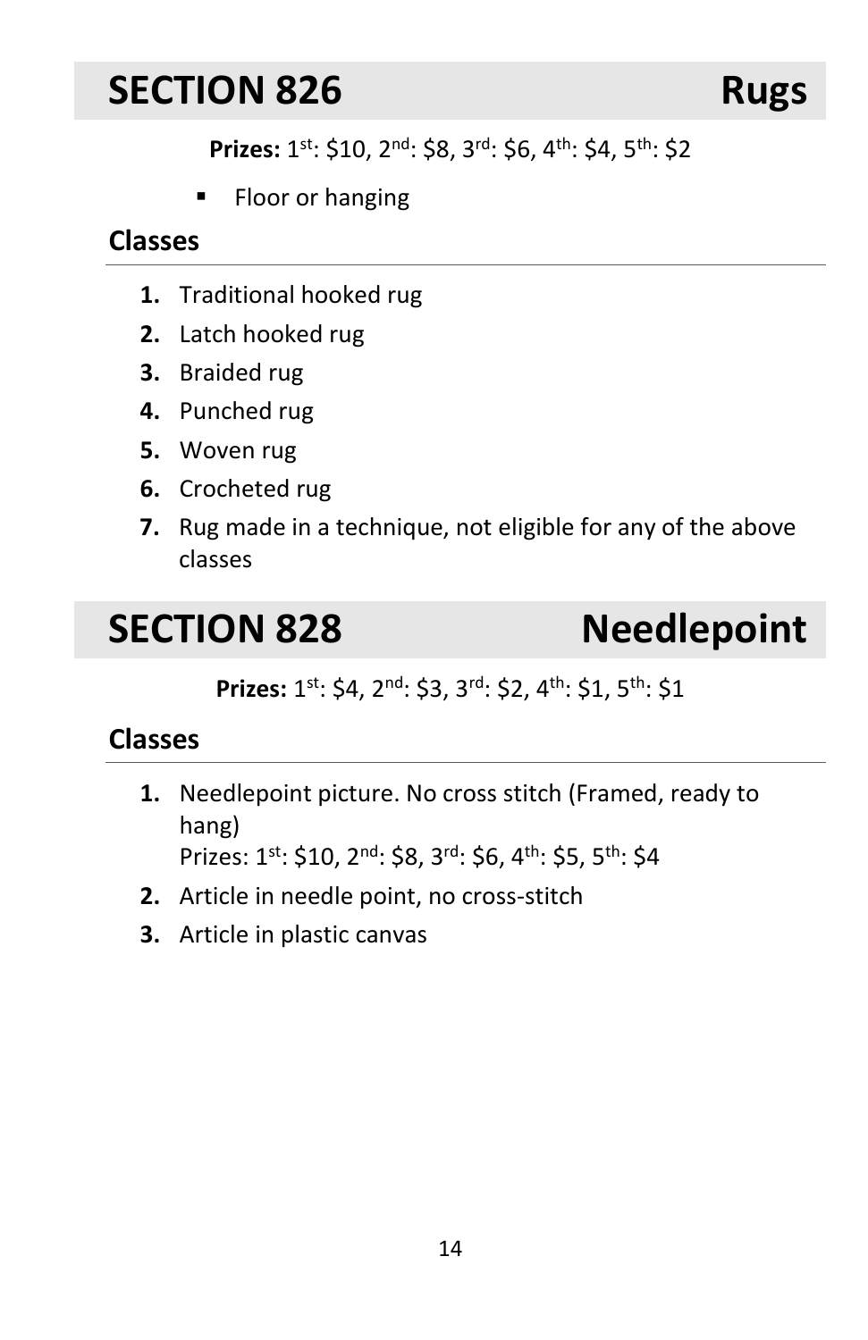# SECTION 826 Rugs

**Prizes:** 1st: $10, 2nd: $8, 3rd: $6, 4th: $4, 5th: $2

- Floor or hanging

## Classes

1. Traditional hooked rug
2. Latch hooked rug
3. Braided rug
4. Punched rug
5. Woven rug
6. Crocheted rug
7. Rug made in a technique, not eligible for any of the above classes

# SECTION 828 Needlepoint

**Prizes:** 1st: $4, 2nd: $3, 3rd: $2, 4th: $1, 5th: $1

## Classes

1. Needlepoint picture. No cross stitch (Framed, ready to hang)
   Prizes: 1st: $10, 2nd: $8, 3rd: $6, 4th: $5, 5th: $4
2. Article in needle point, no cross-stitch
3. Article in plastic canvas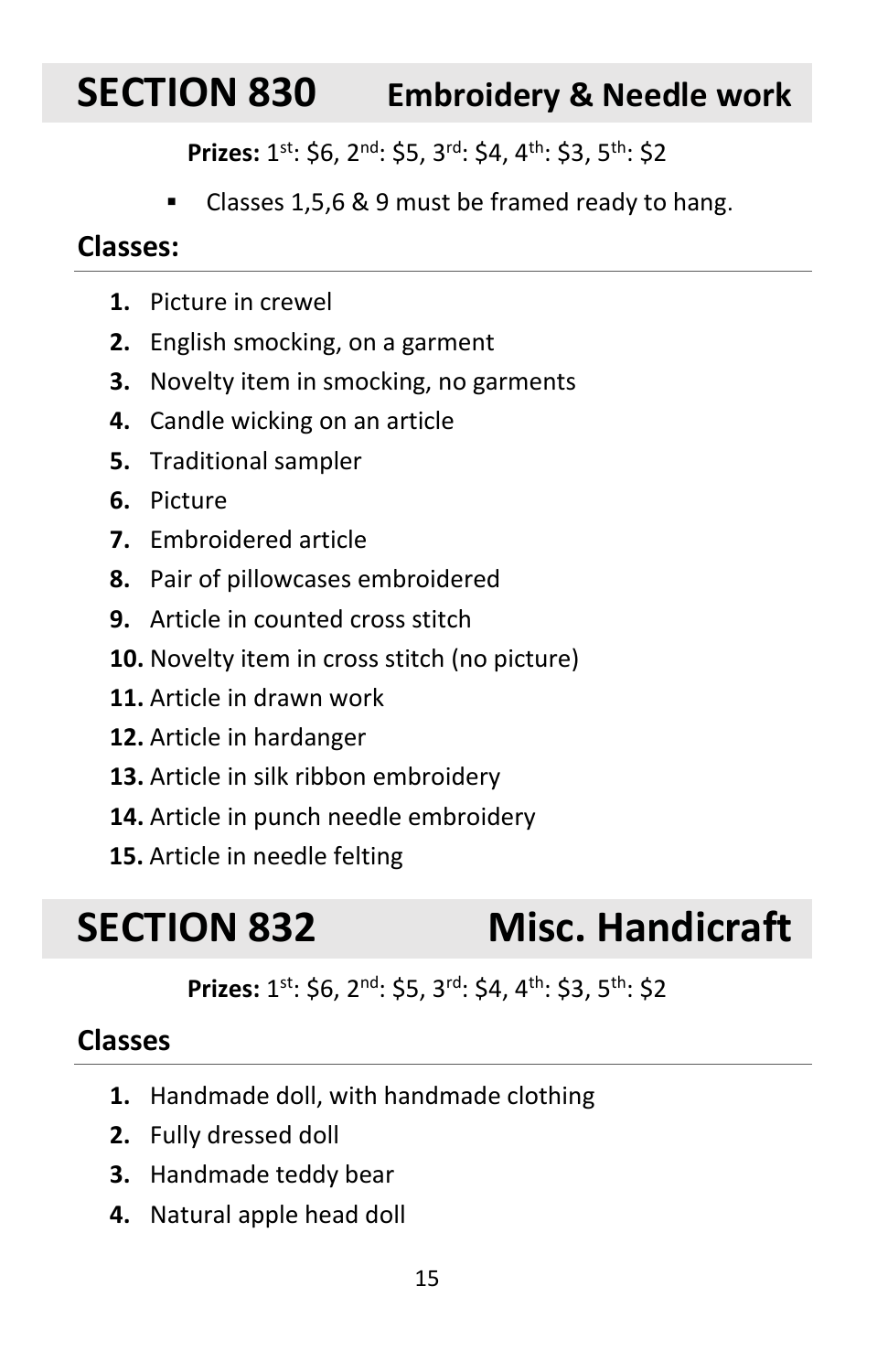## SECTION 830 Embroidery & Needle work

**Prizes:** 1st: $6, 2nd: $5, 3rd: $4, 4th: $3, 5th: $2

- Classes 1,5,6 & 9 must be framed ready to hang.

### Classes:

1. Picture in crewel
2. English smocking, on a garment
3. Novelty item in smocking, no garments
4. Candle wicking on an article
5. Traditional sampler
6. Picture
7. Embroidered article
8. Pair of pillowcases embroidered
9. Article in counted cross stitch
10. Novelty item in cross stitch (no picture)
11. Article in drawn work
12. Article in hardanger
13. Article in silk ribbon embroidery
14. Article in punch needle embroidery
15. Article in needle felting

## SECTION 832 Misc. Handicraft

**Prizes:** 1st: $6, 2nd: $5, 3rd: $4, 4th: $3, 5th: $2

### Classes

1. Handmade doll, with handmade clothing
2. Fully dressed doll
3. Handmade teddy bear
4. Natural apple head doll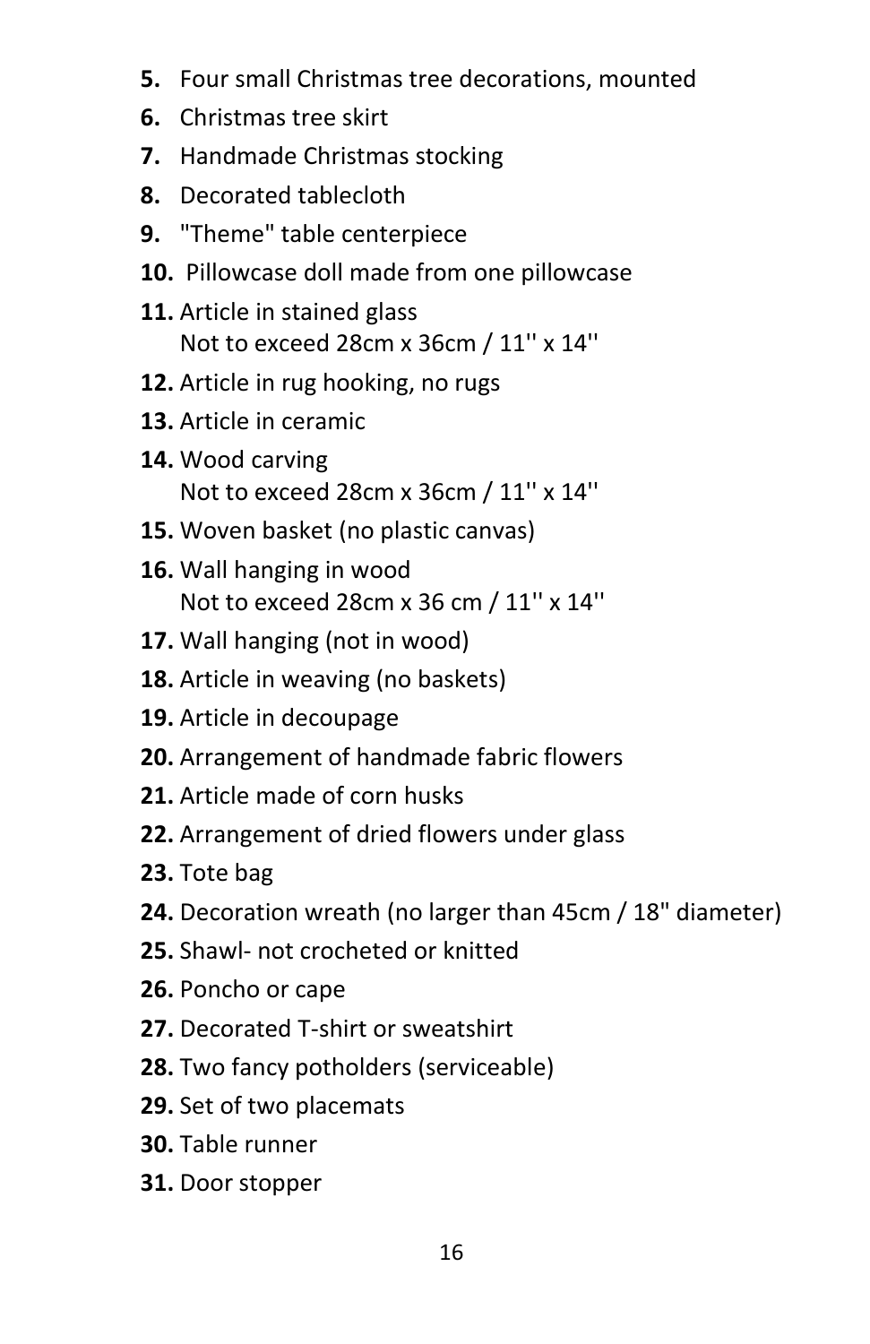**5.** Four small Christmas tree decorations, mounted

**6.** Christmas tree skirt

**7.** Handmade Christmas stocking

**8.** Decorated tablecloth

**9.** "Theme" table centerpiece

**10.** Pillowcase doll made from one pillowcase

**11.** Article in stained glass
Not to exceed 28cm x 36cm / 11'' x 14''

**12.** Article in rug hooking, no rugs

**13.** Article in ceramic

**14.** Wood carving
Not to exceed 28cm x 36cm / 11'' x 14''

**15.** Woven basket (no plastic canvas)

**16.** Wall hanging in wood
Not to exceed 28cm x 36 cm / 11'' x 14''

**17.** Wall hanging (not in wood)

**18.** Article in weaving (no baskets)

**19.** Article in decoupage

**20.** Arrangement of handmade fabric flowers

**21.** Article made of corn husks

**22.** Arrangement of dried flowers under glass

**23.** Tote bag

**24.** Decoration wreath (no larger than 45cm / 18" diameter)

**25.** Shawl- not crocheted or knitted

**26.** Poncho or cape

**27.** Decorated T-shirt or sweatshirt

**28.** Two fancy potholders (serviceable)

**29.** Set of two placemats

**30.** Table runner

**31.** Door stopper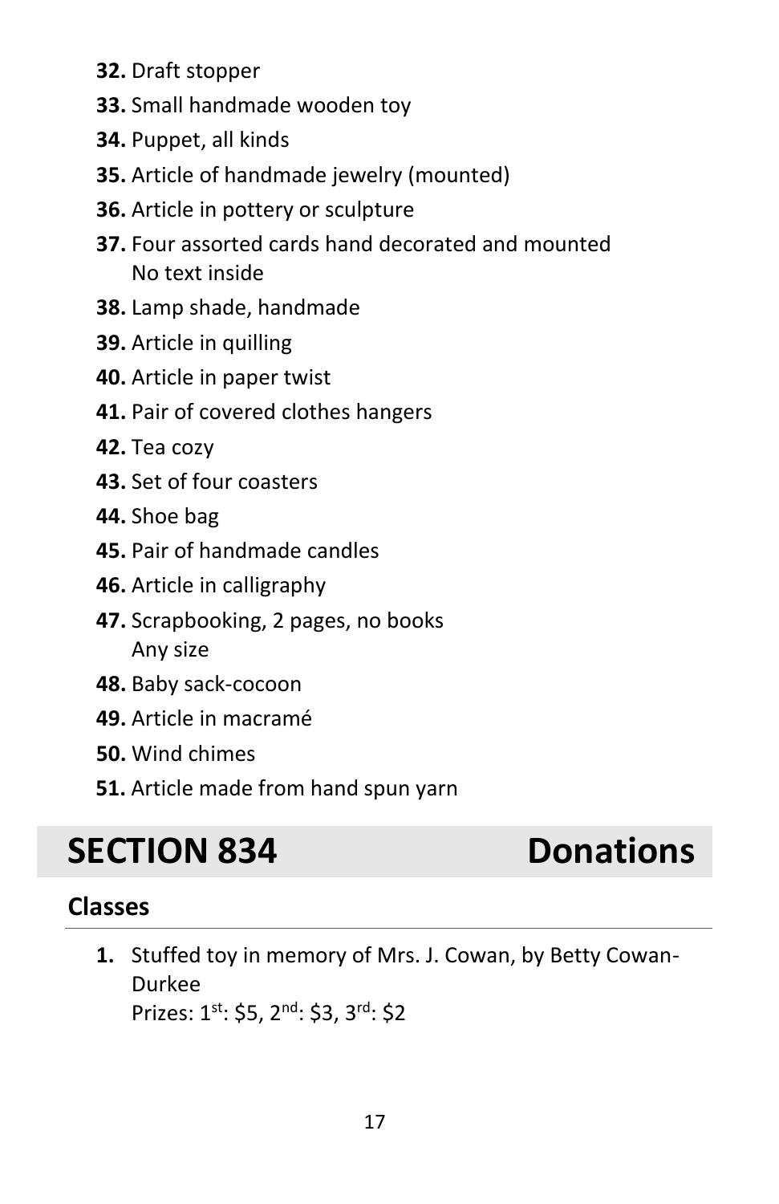**32.** Draft stopper

**33.** Small handmade wooden toy

**34.** Puppet, all kinds

**35.** Article of handmade jewelry (mounted)

**36.** Article in pottery or sculpture

**37.** Four assorted cards hand decorated and mounted
No text inside

**38.** Lamp shade, handmade

**39.** Article in quilling

**40.** Article in paper twist

**41.** Pair of covered clothes hangers

**42.** Tea cozy

**43.** Set of four coasters

**44.** Shoe bag

**45.** Pair of handmade candles

**46.** Article in calligraphy

**47.** Scrapbooking, 2 pages, no books
Any size

**48.** Baby sack-cocoon

**49.** Article in macramé

**50.** Wind chimes

**51.** Article made from hand spun yarn

# SECTION 834 Donations

## Classes

1. Stuffed toy in memory of Mrs. J. Cowan, by Betty Cowan-Durkee
Prizes: 1st: $5, 2nd: $3, 3rd: $2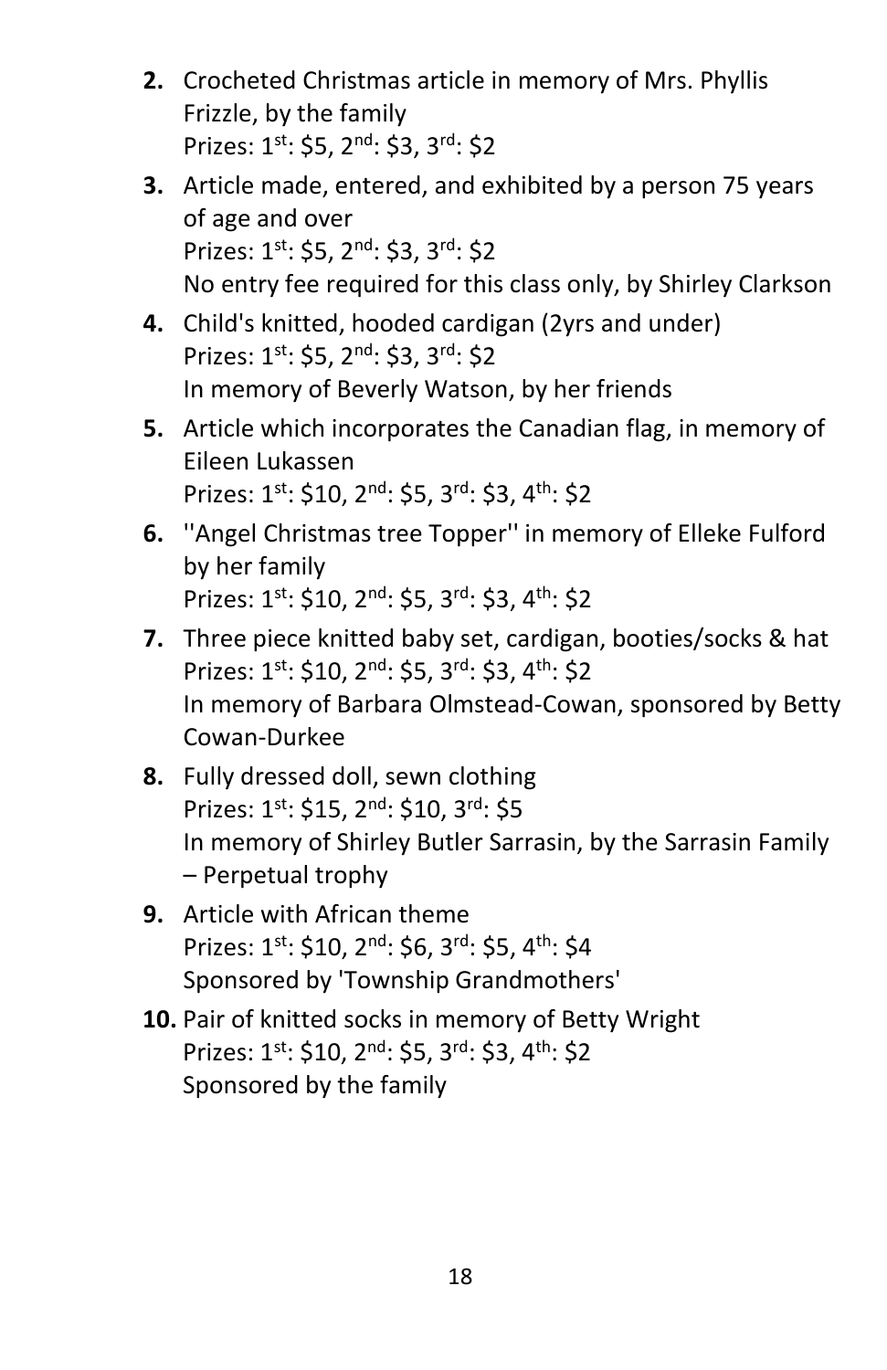2. Crocheted Christmas article in memory of Mrs. Phyllis Frizzle, by the family
   Prizes: 1st: $5, 2nd: $3, 3rd: $2
3. Article made, entered, and exhibited by a person 75 years of age and over
   Prizes: 1st: $5, 2nd: $3, 3rd: $2
   No entry fee required for this class only, by Shirley Clarkson
4. Child's knitted, hooded cardigan (2yrs and under)
   Prizes: 1st: $5, 2nd: $3, 3rd: $2
   In memory of Beverly Watson, by her friends
5. Article which incorporates the Canadian flag, in memory of Eileen Lukassen
   Prizes: 1st: $10, 2nd: $5, 3rd: $3, 4th: $2
6. ''Angel Christmas tree Topper'' in memory of Elleke Fulford by her family
   Prizes: 1st: $10, 2nd: $5, 3rd: $3, 4th: $2
7. Three piece knitted baby set, cardigan, booties/socks & hat
   Prizes: 1st: $10, 2nd: $5, 3rd: $3, 4th: $2
   In memory of Barbara Olmstead-Cowan, sponsored by Betty Cowan-Durkee
8. Fully dressed doll, sewn clothing
   Prizes: 1st: $15, 2nd: $10, 3rd: $5
   In memory of Shirley Butler Sarrasin, by the Sarrasin Family – Perpetual trophy
9. Article with African theme
   Prizes: 1st: $10, 2nd: $6, 3rd: $5, 4th: $4
   Sponsored by 'Township Grandmothers'
10. Pair of knitted socks in memory of Betty Wright
    Prizes: 1st: $10, 2nd: $5, 3rd: $3, 4th: $2
    Sponsored by the family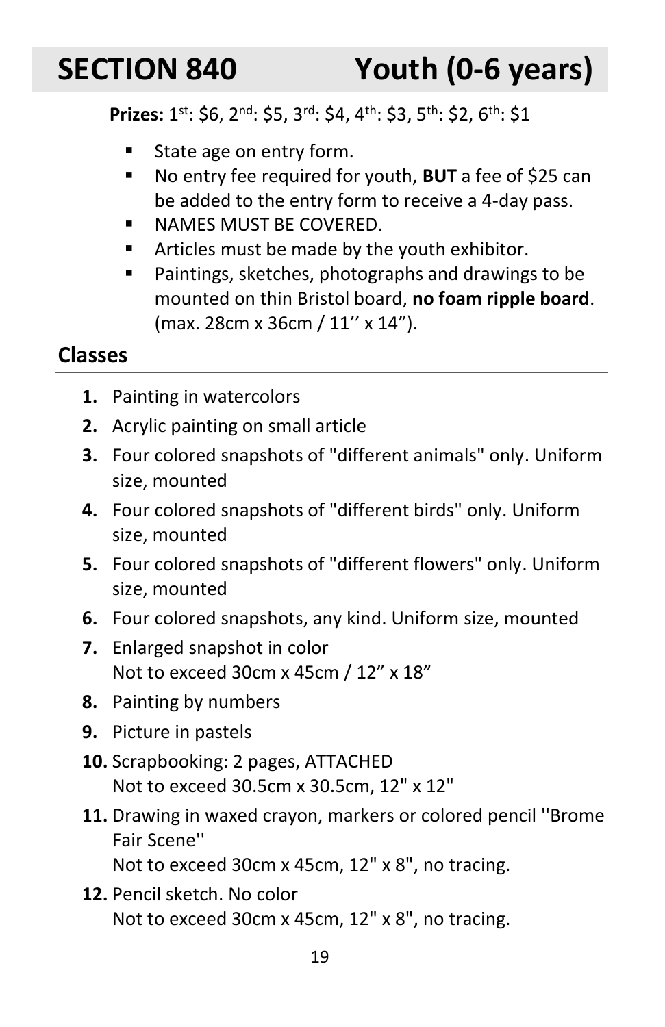# SECTION 840 Youth (0-6 years)

**Prizes:** 1st: $6, 2nd: $5, 3rd: $4, 4th: $3, 5th: $2, 6th: $1

- State age on entry form.
- No entry fee required for youth, **BUT** a fee of $25 can be added to the entry form to receive a 4-day pass.
- NAMES MUST BE COVERED.
- Articles must be made by the youth exhibitor.
- Paintings, sketches, photographs and drawings to be mounted on thin Bristol board, **no foam ripple board**. (max. 28cm x 36cm / 11'' x 14").

## Classes

1. Painting in watercolors
2. Acrylic painting on small article
3. Four colored snapshots of "different animals" only. Uniform size, mounted
4. Four colored snapshots of "different birds" only. Uniform size, mounted
5. Four colored snapshots of "different flowers" only. Uniform size, mounted
6. Four colored snapshots, any kind. Uniform size, mounted
7. Enlarged snapshot in color
   Not to exceed 30cm x 45cm / 12" x 18"
8. Painting by numbers
9. Picture in pastels
10. Scrapbooking: 2 pages, ATTACHED
    Not to exceed 30.5cm x 30.5cm, 12" x 12"
11. Drawing in waxed crayon, markers or colored pencil ''Brome Fair Scene''
    Not to exceed 30cm x 45cm, 12" x 8", no tracing.
12. Pencil sketch. No color
    Not to exceed 30cm x 45cm, 12" x 8", no tracing.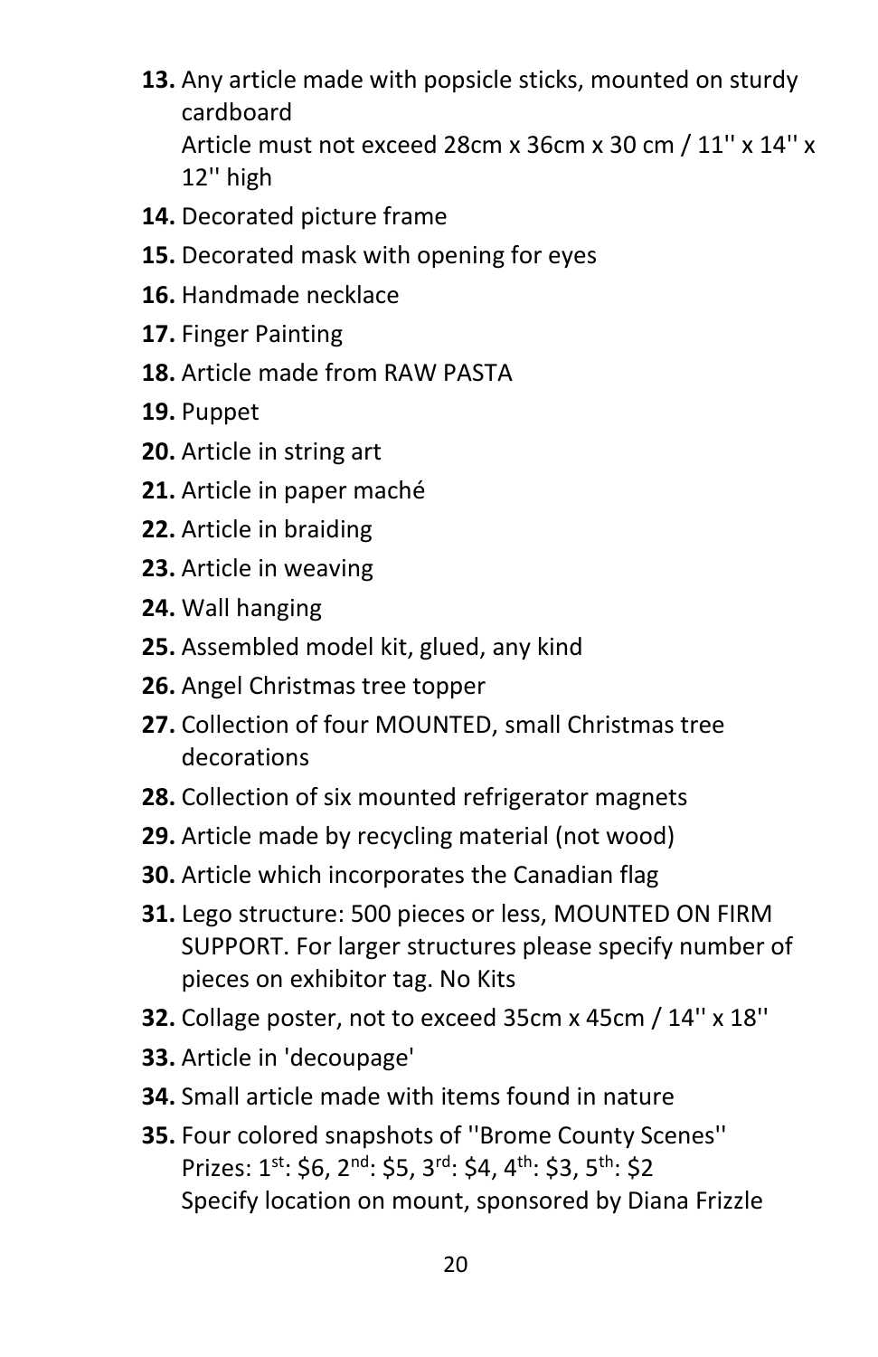**13.** Any article made with popsicle sticks, mounted on sturdy cardboard
Article must not exceed 28cm x 36cm x 30 cm / 11'' x 14'' x 12'' high

**14.** Decorated picture frame

**15.** Decorated mask with opening for eyes

**16.** Handmade necklace

**17.** Finger Painting

**18.** Article made from RAW PASTA

**19.** Puppet

**20.** Article in string art

**21.** Article in paper maché

**22.** Article in braiding

**23.** Article in weaving

**24.** Wall hanging

**25.** Assembled model kit, glued, any kind

**26.** Angel Christmas tree topper

**27.** Collection of four MOUNTED, small Christmas tree decorations

**28.** Collection of six mounted refrigerator magnets

**29.** Article made by recycling material (not wood)

**30.** Article which incorporates the Canadian flag

**31.** Lego structure: 500 pieces or less, MOUNTED ON FIRM SUPPORT. For larger structures please specify number of pieces on exhibitor tag. No Kits

**32.** Collage poster, not to exceed 35cm x 45cm / 14'' x 18''

**33.** Article in 'decoupage'

**34.** Small article made with items found in nature

**35.** Four colored snapshots of ''Brome County Scenes''
Prizes: 1st: $6, 2nd: $5, 3rd: $4, 4th: $3, 5th: $2
Specify location on mount, sponsored by Diana Frizzle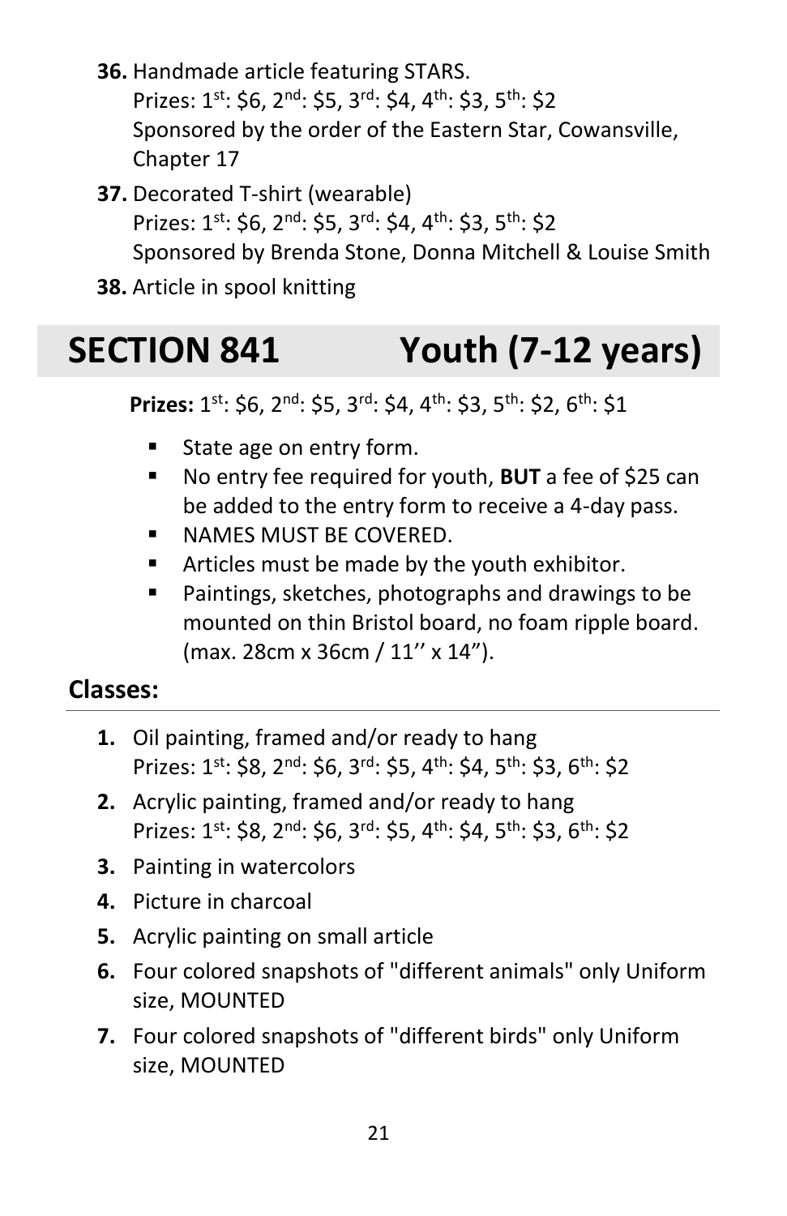**36.** Handmade article featuring STARS.
Prizes: 1st: $6, 2nd: $5, 3rd: $4, 4th: $3, 5th: $2
Sponsored by the order of the Eastern Star, Cowansville, Chapter 17

**37.** Decorated T-shirt (wearable)
Prizes: 1st: $6, 2nd: $5, 3rd: $4, 4th: $3, 5th: $2
Sponsored by Brenda Stone, Donna Mitchell & Louise Smith

**38.** Article in spool knitting

# SECTION 841 Youth (7-12 years)

**Prizes:** 1st: $6, 2nd: $5, 3rd: $4, 4th: $3, 5th: $2, 6th: $1

- State age on entry form.
- No entry fee required for youth, **BUT** a fee of $25 can be added to the entry form to receive a 4-day pass.
- NAMES MUST BE COVERED.
- Articles must be made by the youth exhibitor.
- Paintings, sketches, photographs and drawings to be mounted on thin Bristol board, no foam ripple board. (max. 28cm x 36cm / 11'' x 14").

## Classes:

1. Oil painting, framed and/or ready to hang
   Prizes: 1st: $8, 2nd: $6, 3rd: $5, 4th: $4, 5th: $3, 6th: $2
2. Acrylic painting, framed and/or ready to hang
   Prizes: 1st: $8, 2nd: $6, 3rd: $5, 4th: $4, 5th: $3, 6th: $2
3. Painting in watercolors
4. Picture in charcoal
5. Acrylic painting on small article
6. Four colored snapshots of "different animals" only Uniform size, MOUNTED
7. Four colored snapshots of "different birds" only Uniform size, MOUNTED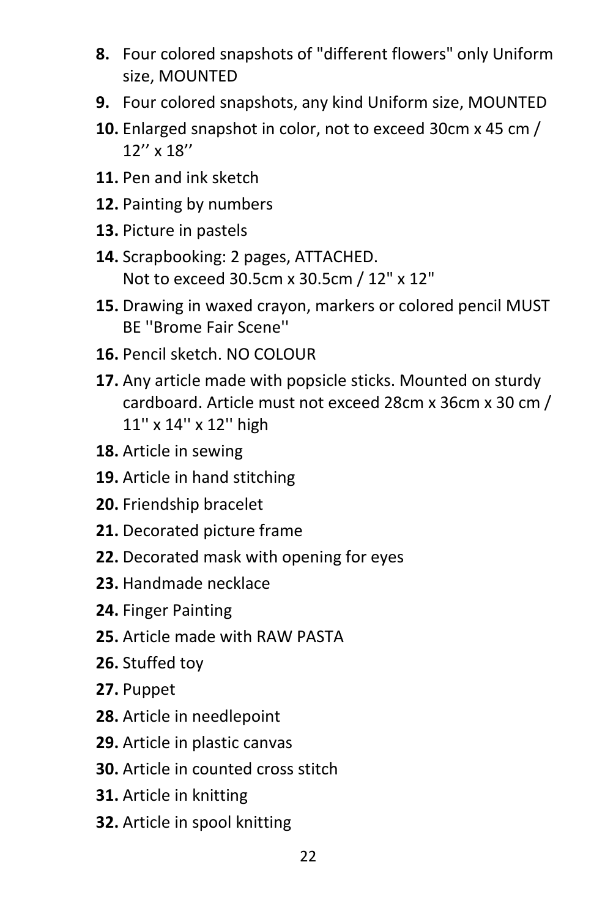8. Four colored snapshots of "different flowers" only Uniform size, MOUNTED
9. Four colored snapshots, any kind Uniform size, MOUNTED
10. Enlarged snapshot in color, not to exceed 30cm x 45 cm / 12’’ x 18’’
11. Pen and ink sketch
12. Painting by numbers
13. Picture in pastels
14. Scrapbooking: 2 pages, ATTACHED.
    Not to exceed 30.5cm x 30.5cm / 12" x 12"
15. Drawing in waxed crayon, markers or colored pencil MUST BE ''Brome Fair Scene''
16. Pencil sketch. NO COLOUR
17. Any article made with popsicle sticks. Mounted on sturdy cardboard. Article must not exceed 28cm x 36cm x 30 cm / 11'' x 14'' x 12'' high
18. Article in sewing
19. Article in hand stitching
20. Friendship bracelet
21. Decorated picture frame
22. Decorated mask with opening for eyes
23. Handmade necklace
24. Finger Painting
25. Article made with RAW PASTA
26. Stuffed toy
27. Puppet
28. Article in needlepoint
29. Article in plastic canvas
30. Article in counted cross stitch
31. Article in knitting
32. Article in spool knitting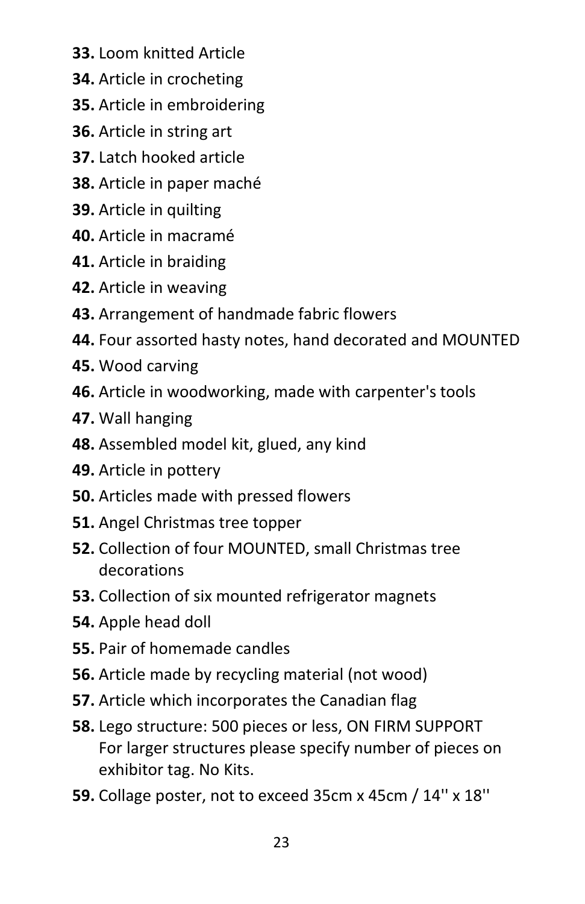**33.** Loom knitted Article

**34.** Article in crocheting

**35.** Article in embroidering

**36.** Article in string art

**37.** Latch hooked article

**38.** Article in paper maché

**39.** Article in quilting

**40.** Article in macramé

**41.** Article in braiding

**42.** Article in weaving

**43.** Arrangement of handmade fabric flowers

**44.** Four assorted hasty notes, hand decorated and MOUNTED

**45.** Wood carving

**46.** Article in woodworking, made with carpenter's tools

**47.** Wall hanging

**48.** Assembled model kit, glued, any kind

**49.** Article in pottery

**50.** Articles made with pressed flowers

**51.** Angel Christmas tree topper

**52.** Collection of four MOUNTED, small Christmas tree decorations

**53.** Collection of six mounted refrigerator magnets

**54.** Apple head doll

**55.** Pair of homemade candles

**56.** Article made by recycling material (not wood)

**57.** Article which incorporates the Canadian flag

**58.** Lego structure: 500 pieces or less, ON FIRM SUPPORT
For larger structures please specify number of pieces on exhibitor tag. No Kits.

**59.** Collage poster, not to exceed 35cm x 45cm / 14'' x 18''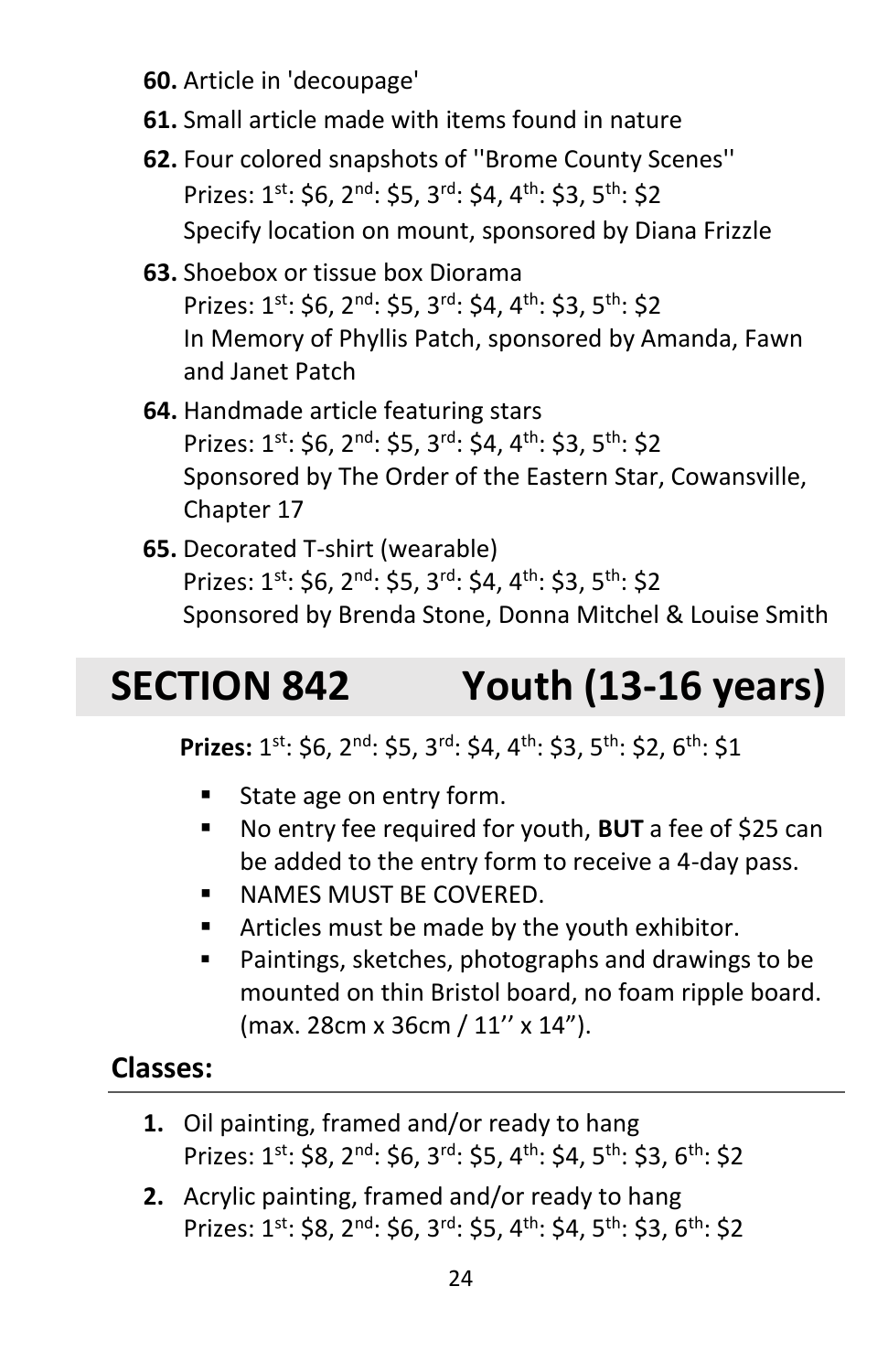**60.** Article in 'decoupage'

**61.** Small article made with items found in nature

**62.** Four colored snapshots of ''Brome County Scenes''
Prizes: 1st: $6, 2nd: $5, 3rd: $4, 4th: $3, 5th: $2
Specify location on mount, sponsored by Diana Frizzle

**63.** Shoebox or tissue box Diorama
Prizes: 1st: $6, 2nd: $5, 3rd: $4, 4th: $3, 5th: $2
In Memory of Phyllis Patch, sponsored by Amanda, Fawn and Janet Patch

**64.** Handmade article featuring stars
Prizes: 1st: $6, 2nd: $5, 3rd: $4, 4th: $3, 5th: $2
Sponsored by The Order of the Eastern Star, Cowansville, Chapter 17

**65.** Decorated T-shirt (wearable)
Prizes: 1st: $6, 2nd: $5, 3rd: $4, 4th: $3, 5th: $2
Sponsored by Brenda Stone, Donna Mitchel & Louise Smith

# SECTION 842 Youth (13-16 years)

**Prizes:** 1st: $6, 2nd: $5, 3rd: $4, 4th: $3, 5th: $2, 6th: $1

- State age on entry form.
- No entry fee required for youth, **BUT** a fee of $25 can be added to the entry form to receive a 4-day pass.
- NAMES MUST BE COVERED.
- Articles must be made by the youth exhibitor.
- Paintings, sketches, photographs and drawings to be mounted on thin Bristol board, no foam ripple board. (max. 28cm x 36cm / 11'' x 14").

## Classes:

**1.** Oil painting, framed and/or ready to hang
Prizes: 1st: $8, 2nd: $6, 3rd: $5, 4th: $4, 5th: $3, 6th: $2

**2.** Acrylic painting, framed and/or ready to hang
Prizes: 1st: $8, 2nd: $6, 3rd: $5, 4th: $4, 5th: $3, 6th: $2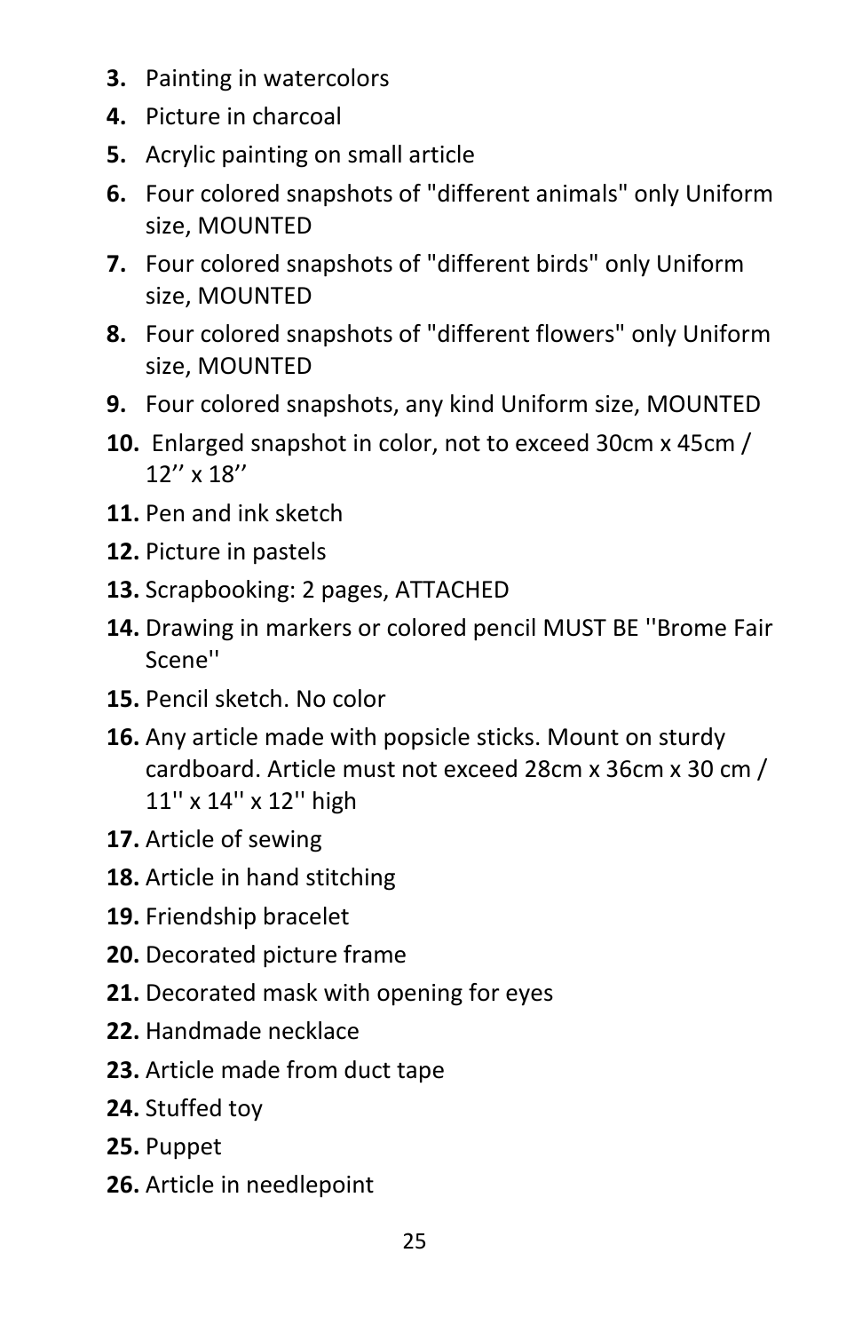3. Painting in watercolors
4. Picture in charcoal
5. Acrylic painting on small article
6. Four colored snapshots of "different animals" only Uniform size, MOUNTED
7. Four colored snapshots of "different birds" only Uniform size, MOUNTED
8. Four colored snapshots of "different flowers" only Uniform size, MOUNTED
9. Four colored snapshots, any kind Uniform size, MOUNTED
10. Enlarged snapshot in color, not to exceed 30cm x 45cm / 12’’ x 18’’
11. Pen and ink sketch
12. Picture in pastels
13. Scrapbooking: 2 pages, ATTACHED
14. Drawing in markers or colored pencil MUST BE ''Brome Fair Scene''
15. Pencil sketch. No color
16. Any article made with popsicle sticks. Mount on sturdy cardboard. Article must not exceed 28cm x 36cm x 30 cm / 11'' x 14'' x 12'' high
17. Article of sewing
18. Article in hand stitching
19. Friendship bracelet
20. Decorated picture frame
21. Decorated mask with opening for eyes
22. Handmade necklace
23. Article made from duct tape
24. Stuffed toy
25. Puppet
26. Article in needlepoint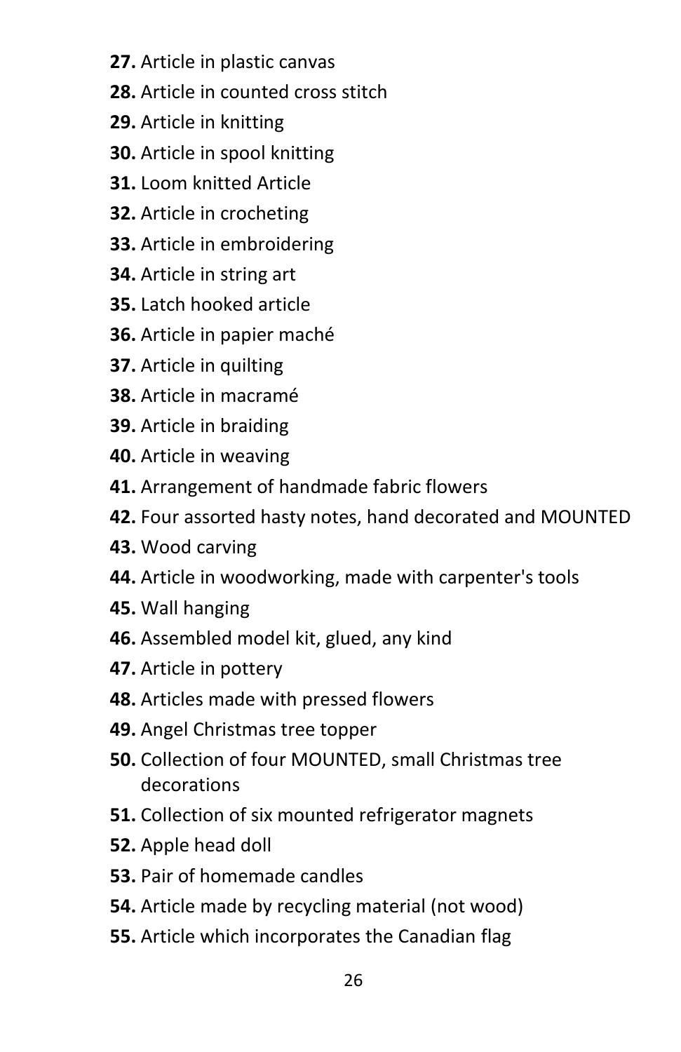**27.** Article in plastic canvas

**28.** Article in counted cross stitch

**29.** Article in knitting

**30.** Article in spool knitting

**31.** Loom knitted Article

**32.** Article in crocheting

**33.** Article in embroidering

**34.** Article in string art

**35.** Latch hooked article

**36.** Article in papier maché

**37.** Article in quilting

**38.** Article in macramé

**39.** Article in braiding

**40.** Article in weaving

**41.** Arrangement of handmade fabric flowers

**42.** Four assorted hasty notes, hand decorated and MOUNTED

**43.** Wood carving

**44.** Article in woodworking, made with carpenter's tools

**45.** Wall hanging

**46.** Assembled model kit, glued, any kind

**47.** Article in pottery

**48.** Articles made with pressed flowers

**49.** Angel Christmas tree topper

**50.** Collection of four MOUNTED, small Christmas tree decorations

**51.** Collection of six mounted refrigerator magnets

**52.** Apple head doll

**53.** Pair of homemade candles

**54.** Article made by recycling material (not wood)

**55.** Article which incorporates the Canadian flag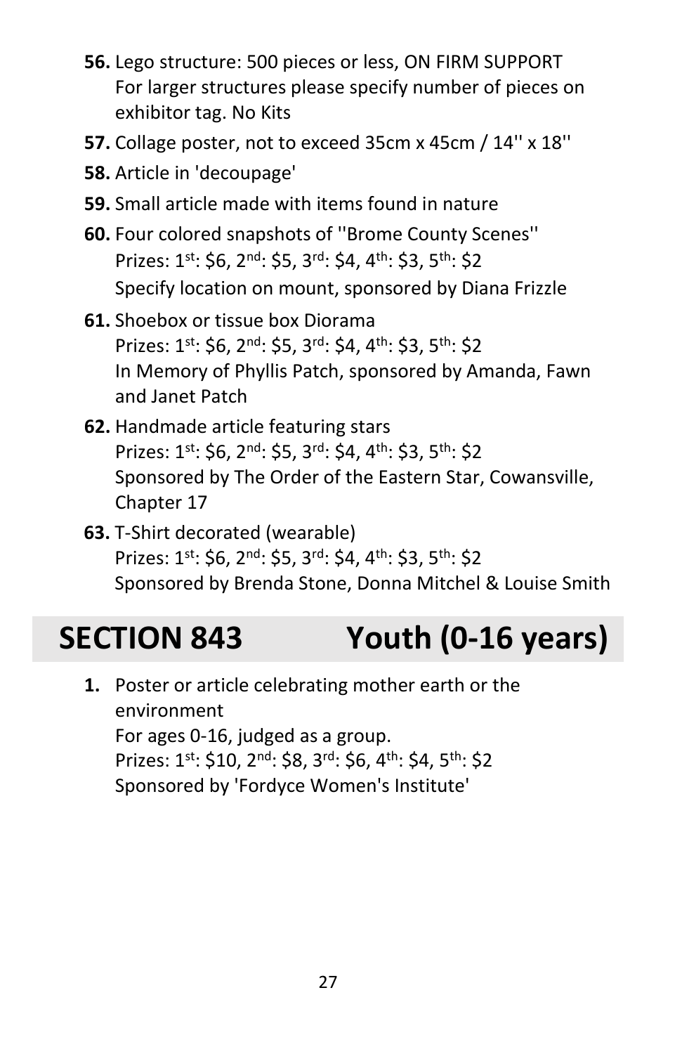**56.** Lego structure: 500 pieces or less, ON FIRM SUPPORT
For larger structures please specify number of pieces on exhibitor tag. No Kits

**57.** Collage poster, not to exceed 35cm x 45cm / 14'' x 18''

**58.** Article in 'decoupage'

**59.** Small article made with items found in nature

**60.** Four colored snapshots of ''Brome County Scenes''
Prizes: 1st: $6, 2nd: $5, 3rd: $4, 4th: $3, 5th: $2
Specify location on mount, sponsored by Diana Frizzle

**61.** Shoebox or tissue box Diorama
Prizes: 1st: $6, 2nd: $5, 3rd: $4, 4th: $3, 5th: $2
In Memory of Phyllis Patch, sponsored by Amanda, Fawn and Janet Patch

**62.** Handmade article featuring stars
Prizes: 1st: $6, 2nd: $5, 3rd: $4, 4th: $3, 5th: $2
Sponsored by The Order of the Eastern Star, Cowansville, Chapter 17

**63.** T-Shirt decorated (wearable)
Prizes: 1st: $6, 2nd: $5, 3rd: $4, 4th: $3, 5th: $2
Sponsored by Brenda Stone, Donna Mitchel & Louise Smith

# SECTION 843 Youth (0-16 years)

**1.** Poster or article celebrating mother earth or the environment
For ages 0-16, judged as a group.
Prizes: 1st: $10, 2nd: $8, 3rd: $6, 4th: $4, 5th: $2
Sponsored by 'Fordyce Women's Institute'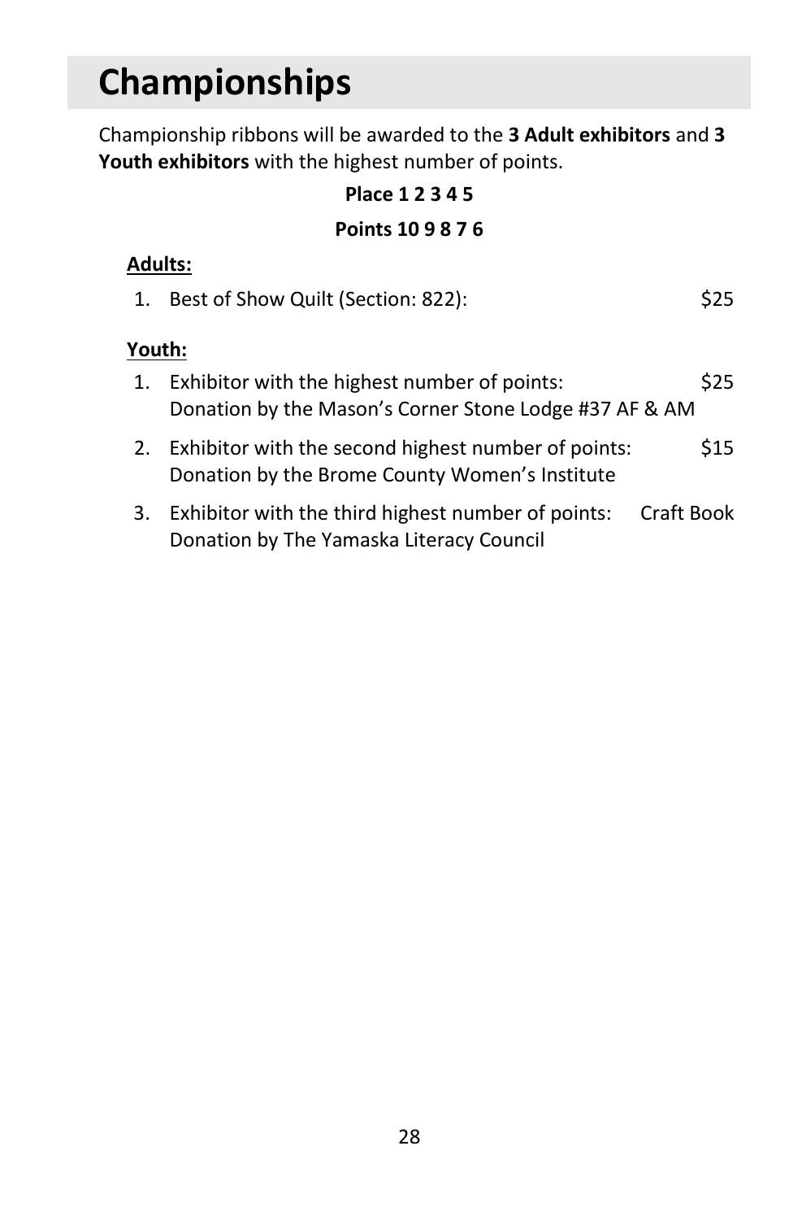# Championships

Championship ribbons will be awarded to the **3 Adult exhibitors** and **3 Youth exhibitors** with the highest number of points.

| **Place** | **1** | **2** | **3** | **4** | **5** |
|---|---|---|---|---|---|
| **Points** | **10** | **9** | **8** | **7** | **6** |

**Adults:**

1. Best of Show Quilt (Section: 822): $25

**Youth:**

1. Exhibitor with the highest number of points: $25
   Donation by the Mason's Corner Stone Lodge #37 AF & AM
2. Exhibitor with the second highest number of points: $15
   Donation by the Brome County Women's Institute
3. Exhibitor with the third highest number of points: Craft Book
   Donation by The Yamaska Literacy Council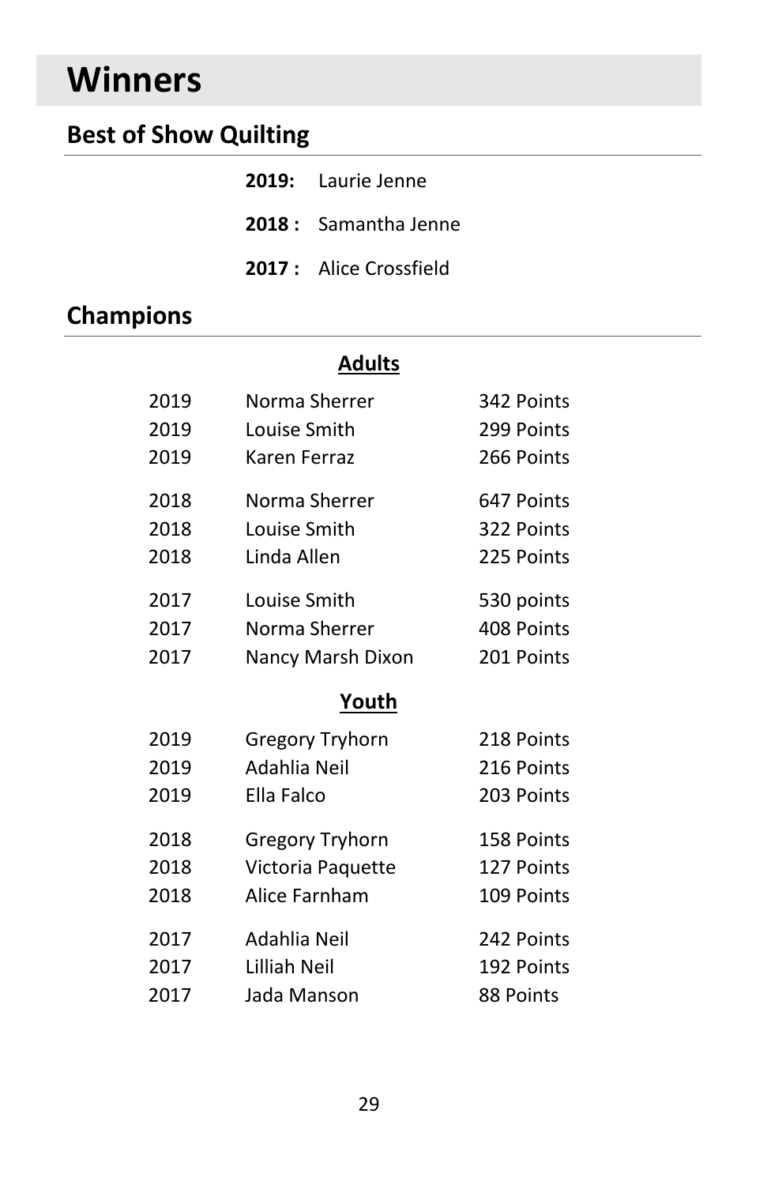# Winners

## Best of Show Quilting

**2019:** Laurie Jenne

**2018 :** Samantha Jenne

**2017 :** Alice Crossfield

## Champions

### Adults

| | | |
|---|---|---|
| 2019 | Norma Sherrer | 342 Points |
| 2019 | Louise Smith | 299 Points |
| 2019 | Karen Ferraz | 266 Points |
| 2018 | Norma Sherrer | 647 Points |
| 2018 | Louise Smith | 322 Points |
| 2018 | Linda Allen | 225 Points |
| 2017 | Louise Smith | 530 points |
| 2017 | Norma Sherrer | 408 Points |
| 2017 | Nancy Marsh Dixon | 201 Points |

### Youth

| | | |
|---|---|---|
| 2019 | Gregory Tryhorn | 218 Points |
| 2019 | Adahlia Neil | 216 Points |
| 2019 | Ella Falco | 203 Points |
| 2018 | Gregory Tryhorn | 158 Points |
| 2018 | Victoria Paquette | 127 Points |
| 2018 | Alice Farnham | 109 Points |
| 2017 | Adahlia Neil | 242 Points |
| 2017 | Lilliah Neil | 192 Points |
| 2017 | Jada Manson | 88 Points |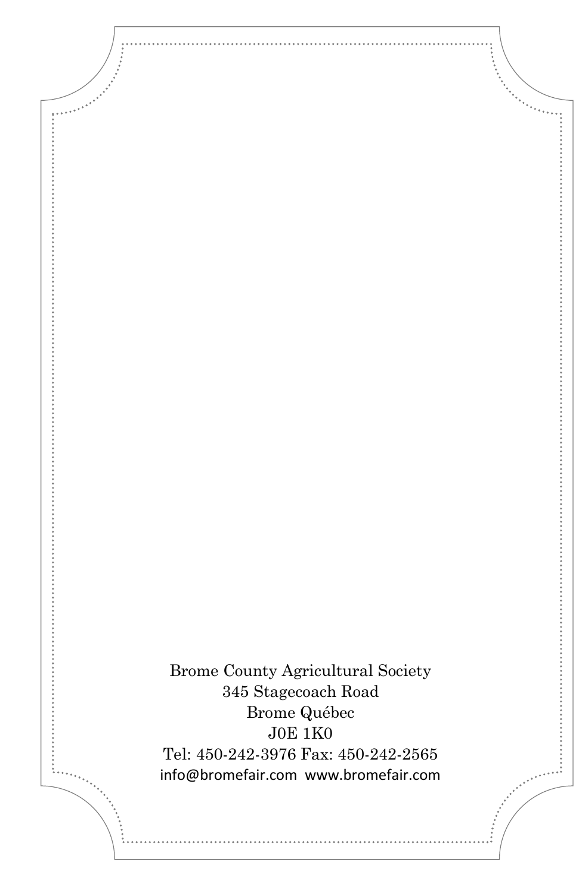Brome County Agricultural Society
345 Stagecoach Road
Brome Québec
J0E 1K0
Tel: 450-242-3976 Fax: 450-242-2565
info@bromefair.com www.bromefair.com